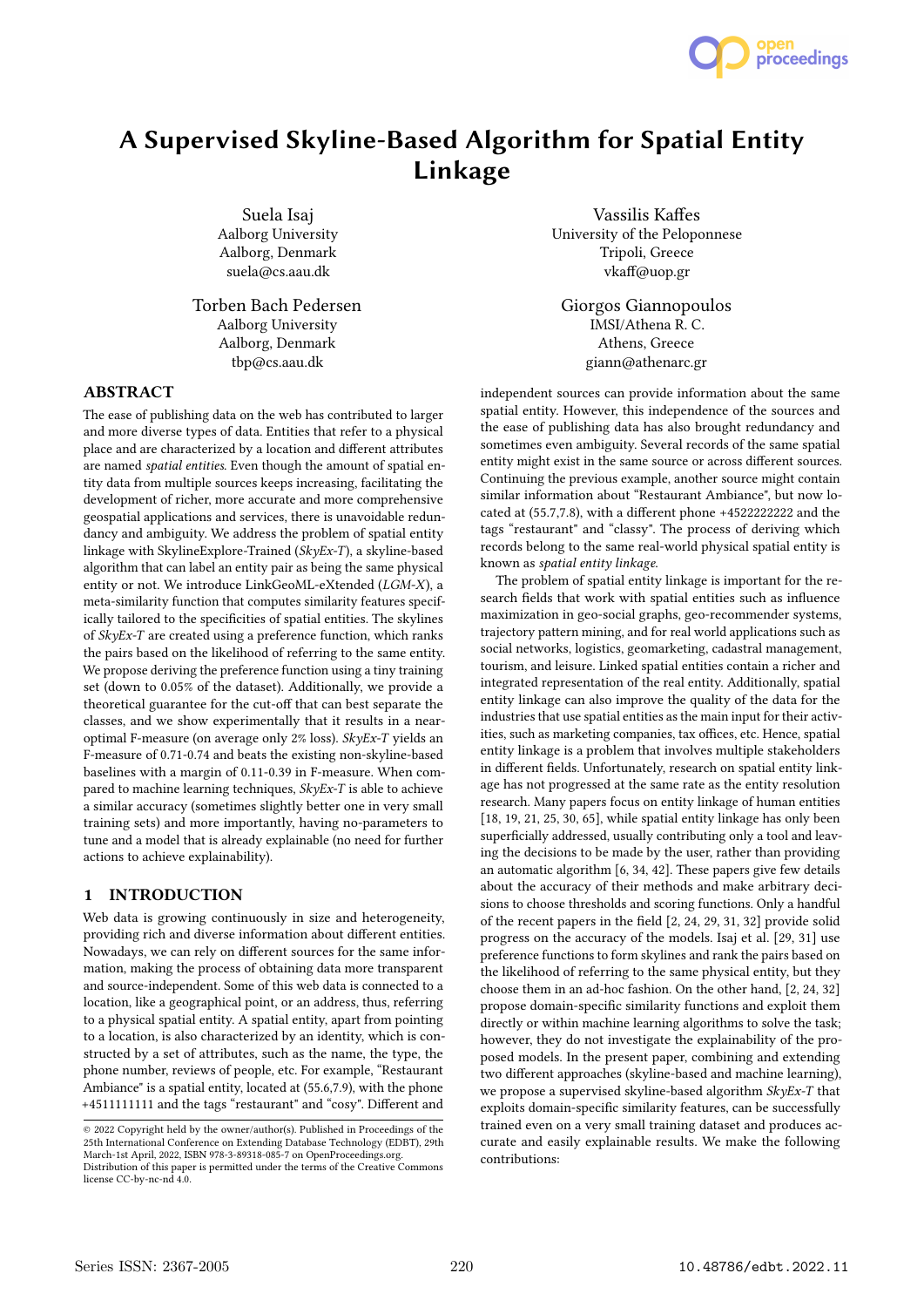# A Supervised Skyline-Based Algorithm for Spatial Entity Linkage

Suela Isaj
Aalborg University
Aalborg, Denmark
suela@cs.aau.dk

Vassilis Kaffes
University of the Peloponnese
Tripoli, Greece
vkaff@uop.gr

Torben Bach Pedersen
Aalborg University
Aalborg, Denmark
tbp@cs.aau.dk

Giorgos Giannopoulos
IMSI/Athena R. C.
Athens, Greece
giann@athenarc.gr

## ABSTRACT

The ease of publishing data on the web has contributed to larger and more diverse types of data. Entities that refer to a physical place and are characterized by a location and different attributes are named *spatial entities*. Even though the amount of spatial entity data from multiple sources keeps increasing, facilitating the development of richer, more accurate and more comprehensive geospatial applications and services, there is unavoidable redundancy and ambiguity. We address the problem of spatial entity linkage with SkylineExplore-Trained (*SkyEx-T*), a skyline-based algorithm that can label an entity pair as being the same physical entity or not. We introduce LinkGeoML-eXtended (*LGM-X*), a meta-similarity function that computes similarity features specifically tailored to the specificities of spatial entities. The skylines of *SkyEx-T* are created using a preference function, which ranks the pairs based on the likelihood of referring to the same entity. We propose deriving the preference function using a tiny training set (down to 0.05% of the dataset). Additionally, we provide a theoretical guarantee for the cut-off that can best separate the classes, and we show experimentally that it results in a near-optimal F-measure (on average only 2% loss). *SkyEx-T* yields an F-measure of 0.71-0.74 and beats the existing non-skyline-based baselines with a margin of 0.11-0.39 in F-measure. When compared to machine learning techniques, *SkyEx-T* is able to achieve a similar accuracy (sometimes slightly better one in very small training sets) and more importantly, having no-parameters to tune and a model that is already explainable (no need for further actions to achieve explainability).

## 1 INTRODUCTION

Web data is growing continuously in size and heterogeneity, providing rich and diverse information about different entities. Nowadays, we can rely on different sources for the same information, making the process of obtaining data more transparent and source-independent. Some of this web data is connected to a location, like a geographical point, or an address, thus, referring to a physical spatial entity. A spatial entity, apart from pointing to a location, is also characterized by an identity, which is constructed by a set of attributes, such as the name, the type, the phone number, reviews of people, etc. For example, "Restaurant Ambiance" is a spatial entity, located at (55.6,7.9), with the phone +4511111111 and the tags "restaurant" and "cosy". Different and independent sources can provide information about the same spatial entity. However, this independence of the sources and the ease of publishing data has also brought redundancy and sometimes even ambiguity. Several records of the same spatial entity might exist in the same source or across different sources. Continuing the previous example, another source might contain similar information about "Restaurant Ambiance", but now located at (55.7,7.8), with a different phone +4522222222 and the tags "restaurant" and "classy". The process of deriving which records belong to the same real-world physical spatial entity is known as *spatial entity linkage*.

The problem of spatial entity linkage is important for the research fields that work with spatial entities such as influence maximization in geo-social graphs, geo-recommender systems, trajectory pattern mining, and for real world applications such as social networks, logistics, geomarketing, cadastral management, tourism, and leisure. Linked spatial entities contain a richer and integrated representation of the real entity. Additionally, spatial entity linkage can also improve the quality of the data for the industries that use spatial entities as the main input for their activities, such as marketing companies, tax offices, etc. Hence, spatial entity linkage is a problem that involves multiple stakeholders in different fields. Unfortunately, research on spatial entity linkage has not progressed at the same rate as the entity resolution research. Many papers focus on entity linkage of human entities [18, 19, 21, 25, 30, 65], while spatial entity linkage has only been superficially addressed, usually contributing only a tool and leaving the decisions to be made by the user, rather than providing an automatic algorithm [6, 34, 42]. These papers give few details about the accuracy of their methods and make arbitrary decisions to choose thresholds and scoring functions. Only a handful of the recent papers in the field [2, 24, 29, 31, 32] provide solid progress on the accuracy of the models. Isaj et al. [29, 31] use preference functions to form skylines and rank the pairs based on the likelihood of referring to the same physical entity, but they choose them in an ad-hoc fashion. On the other hand, [2, 24, 32] propose domain-specific similarity functions and exploit them directly or within machine learning algorithms to solve the task; however, they do not investigate the explainability of the proposed models. In the present paper, combining and extending two different approaches (skyline-based and machine learning), we propose a supervised skyline-based algorithm *SkyEx-T* that exploits domain-specific similarity features, can be successfully trained even on a very small training dataset and produces accurate and easily explainable results. We make the following contributions:

© 2022 Copyright held by the owner/author(s). Published in Proceedings of the 25th International Conference on Extending Database Technology (EDBT), 29th March-1st April, 2022, ISBN 978-3-89318-085-7 on OpenProceedings.org.
Distribution of this paper is permitted under the terms of the Creative Commons license CC-by-nc-nd 4.0.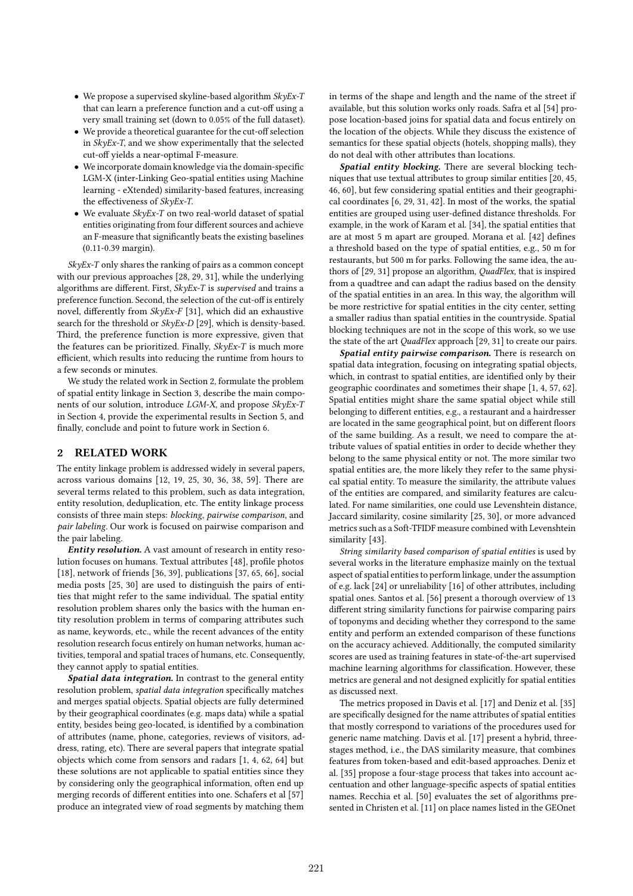- We propose a supervised skyline-based algorithm *SkyEx-T* that can learn a preference function and a cut-off using a very small training set (down to 0.05% of the full dataset).
- We provide a theoretical guarantee for the cut-off selection in *SkyEx-T*, and we show experimentally that the selected cut-off yields a near-optimal F-measure.
- We incorporate domain knowledge via the domain-specific LGM-X (inter-Linking Geo-spatial entities using Machine learning - eXtended) similarity-based features, increasing the effectiveness of *SkyEx-T*.
- We evaluate *SkyEx-T* on two real-world dataset of spatial entities originating from four different sources and achieve an F-measure that significantly beats the existing baselines (0.11-0.39 margin).

*SkyEx-T* only shares the ranking of pairs as a common concept with our previous approaches [28, 29, 31], while the underlying algorithms are different. First, *SkyEx-T* is *supervised* and trains a preference function. Second, the selection of the cut-off is entirely novel, differently from *SkyEx-F* [31], which did an exhaustive search for the threshold or *SkyEx-D* [29], which is density-based. Third, the preference function is more expressive, given that the features can be prioritized. Finally, *SkyEx-T* is much more efficient, which results into reducing the runtime from hours to a few seconds or minutes.

We study the related work in Section 2, formulate the problem of spatial entity linkage in Section 3, describe the main components of our solution, introduce *LGM-X*, and propose *SkyEx-T* in Section 4, provide the experimental results in Section 5, and finally, conclude and point to future work in Section 6.

## 2 RELATED WORK

The entity linkage problem is addressed widely in several papers, across various domains [12, 19, 25, 30, 36, 38, 59]. There are several terms related to this problem, such as data integration, entity resolution, deduplication, etc. The entity linkage process consists of three main steps: *blocking*, *pairwise comparison*, and *pair labeling*. Our work is focused on pairwise comparison and the pair labeling.

***Entity resolution.*** A vast amount of research in entity resolution focuses on humans. Textual attributes [48], profile photos [18], network of friends [36, 39], publications [37, 65, 66], social media posts [25, 30] are used to distinguish the pairs of entities that might refer to the same individual. The spatial entity resolution problem shares only the basics with the human entity resolution problem in terms of comparing attributes such as name, keywords, etc., while the recent advances of the entity resolution research focus entirely on human networks, human activities, temporal and spatial traces of humans, etc. Consequently, they cannot apply to spatial entities.

***Spatial data integration.*** In contrast to the general entity resolution problem, *spatial data integration* specifically matches and merges spatial objects. Spatial objects are fully determined by their geographical coordinates (e.g. maps data) while a spatial entity, besides being geo-located, is identified by a combination of attributes (name, phone, categories, reviews of visitors, address, rating, etc). There are several papers that integrate spatial objects which come from sensors and radars [1, 4, 62, 64] but these solutions are not applicable to spatial entities since they by considering only the geographical information, often end up merging records of different entities into one. Schafers et al [57] produce an integrated view of road segments by matching them in terms of the shape and length and the name of the street if available, but this solution works only roads. Safra et al [54] propose location-based joins for spatial data and focus entirely on the location of the objects. While they discuss the existence of semantics for these spatial objects (hotels, shopping malls), they do not deal with other attributes than locations.

***Spatial entity blocking.*** There are several blocking techniques that use textual attributes to group similar entities [20, 45, 46, 60], but few considering spatial entities and their geographical coordinates [6, 29, 31, 42]. In most of the works, the spatial entities are grouped using user-defined distance thresholds. For example, in the work of Karam et al. [34], the spatial entities that are at most 5 m apart are grouped. Morana et al. [42] defines a threshold based on the type of spatial entities, e.g., 50 m for restaurants, but 500 m for parks. Following the same idea, the authors of [29, 31] propose an algorithm, *QuadFlex*, that is inspired from a quadtree and can adapt the radius based on the density of the spatial entities in an area. In this way, the algorithm will be more restrictive for spatial entities in the city center, setting a smaller radius than spatial entities in the countryside. Spatial blocking techniques are not in the scope of this work, so we use the state of the art *QuadFlex* approach [29, 31] to create our pairs.

***Spatial entity pairwise comparison.*** There is research on spatial data integration, focusing on integrating spatial objects, which, in contrast to spatial entities, are identified only by their geographic coordinates and sometimes their shape [1, 4, 57, 62]. Spatial entities might share the same spatial object while still belonging to different entities, e.g., a restaurant and a hairdresser are located in the same geographical point, but on different floors of the same building. As a result, we need to compare the attribute values of spatial entities in order to decide whether they belong to the same physical entity or not. The more similar two spatial entities are, the more likely they refer to the same physical spatial entity. To measure the similarity, the attribute values of the entities are compared, and similarity features are calculated. For name similarities, one could use Levenshtein distance, Jaccard similarity, cosine similarity [25, 30], or more advanced metrics such as a Soft-TFIDF measure combined with Levenshtein similarity [43].

*String similarity based comparison of spatial entities* is used by several works in the literature emphasize mainly on the textual aspect of spatial entities to perform linkage, under the assumption of e.g. lack [24] or unreliability [16] of other attributes, including spatial ones. Santos et al. [56] present a thorough overview of 13 different string similarity functions for pairwise comparing pairs of toponyms and deciding whether they correspond to the same entity and perform an extended comparison of these functions on the accuracy achieved. Additionally, the computed similarity scores are used as training features in state-of-the-art supervised machine learning algorithms for classification. However, these metrics are general and not designed explicitly for spatial entities as discussed next.

The metrics proposed in Davis et al. [17] and Deniz et al. [35] are specifically designed for the name attributes of spatial entities that mostly correspond to variations of the procedures used for generic name matching. Davis et al. [17] present a hybrid, three-stages method, i.e., the DAS similarity measure, that combines features from token-based and edit-based approaches. Deniz et al. [35] propose a four-stage process that takes into account accentuation and other language-specific aspects of spatial entities names. Recchia et al. [50] evaluates the set of algorithms presented in Christen et al. [11] on place names listed in the GEOnet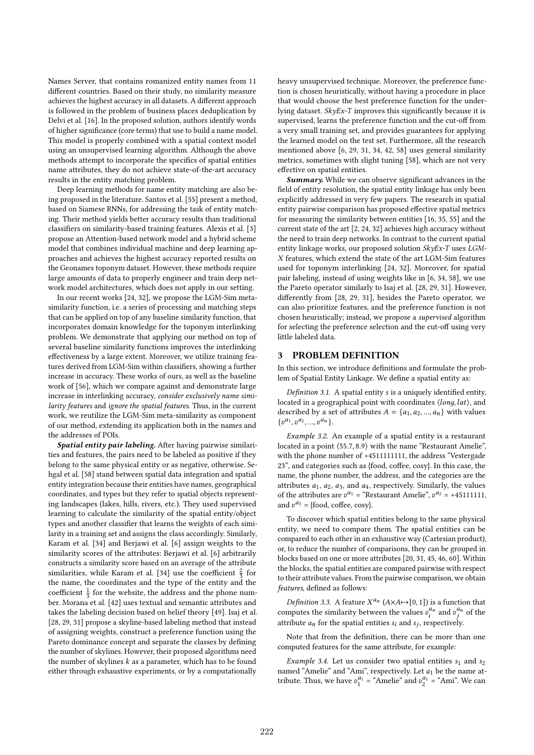Names Server, that contains romanized entity names from 11 different countries. Based on their study, no similarity measure achieves the highest accuracy in all datasets. A different approach is followed in the problem of business places deduplication by Delvi et al. [16]. In the proposed solution, authors identify words of higher significance (core terms) that use to build a name model. This model is properly combined with a spatial context model using an unsupervised learning algorithm. Although the above methods attempt to incorporate the specifics of spatial entities name attributes, they do not achieve state-of-the-art accuracy results in the entity matching problem.

Deep learning methods for name entity matching are also being proposed in the literature. Santos et al. [55] present a method, based on Siamese RNNs, for addressing the task of entity matching. Their method yields better accuracy results than traditional classifiers on similarity-based training features. Alexis et al. [3] propose an Attention-based network model and a hybrid scheme model that combines individual machine and deep learning approaches and achieves the highest accuracy reported results on the Geonames toponym dataset. However, these methods require large amounts of data to properly engineer and train deep network model architectures, which does not apply in our setting.

In our recent works [24, 32], we propose the LGM-Sim meta-similarity function, i.e. a series of processing and matching steps that can be applied on top of any baseline similarity function, that incorporates domain knowledge for the toponym interlinking problem. We demonstrate that applying our method on top of several baseline similarity functions improves the interlinking effectiveness by a large extent. Moreover, we utilize training features derived from LGM-Sim within classifiers, showing a further increase in accuracy. These works of ours, as well as the baseline work of [56], which we compare against and demonstrate large increase in interlinking accuracy, *consider exclusively name similarity features* and *ignore the spatial features*. Thus, in the current work, we reutilize the LGM-Sim meta-similarity as component of our method, extending its application both in the names and the addresses of POIs.

***Spatial entity pair labeling.*** After having pairwise similarities and features, the pairs need to be labeled as positive if they belong to the same physical entity or as negative, otherwise. Sehgal et al. [58] stand between spatial data integration and spatial entity integration because their entities have names, geographical coordinates, and types but they refer to spatial objects representing landscapes (lakes, hills, rivers, etc.). They used supervised learning to calculate the similarity of the spatial entity/object types and another classifier that learns the weights of each similarity in a training set and assigns the class accordingly. Similarly, Karam et al. [34] and Berjawi et al. [6] assign weights to the similarity scores of the attributes: Berjawi et al. [6] arbitrarily constructs a similarity score based on an average of the attribute similarities, while Karam et al. [34] use the coefficient $\frac{2}{3}$ for the name, the coordinates and the type of the entity and the coefficient $\frac{1}{3}$ for the website, the address and the phone number. Morana et al. [42] uses textual and semantic attributes and takes the labeling decision based on belief theory [49]. Isaj et al. [28, 29, 31] propose a skyline-based labeling method that instead of assigning weights, construct a preference function using the Pareto dominance concept and separate the classes by defining the number of skylines. However, their proposed algorithms need the number of skylines $k$ as a parameter, which has to be found either through exhaustive experiments, or by a computationally heavy unsupervised technique. Moreover, the preference function is chosen heuristically, without having a procedure in place that would choose the best preference function for the underlying dataset. *SkyEx-T* improves this significantly because it is supervised, learns the preference function and the cut-off from a very small training set, and provides guarantees for applying the learned model on the test set. Furthermore, all the research mentioned above [6, 29, 31, 34, 42, 58] uses general similarity metrics, sometimes with slight tuning [58], which are not very effective on spatial entities.

***Summary.*** While we can observe significant advances in the field of entity resolution, the spatial entity linkage has only been explicitly addressed in very few papers. The research in spatial entity pairwise comparison has proposed effective spatial metrics for measuring the similarity between entities [16, 35, 55] and the current state of the art [2, 24, 32] achieves high accuracy without the need to train deep networks. In contrast to the current spatial entity linkage works, our proposed solution *SkyEx-T* uses *LGM-X* features, which extend the state of the art LGM-Sim features used for toponym interlinking [24, 32]. Moreover, for spatial pair labeling, instead of using weights like in [6, 34, 58], we use the Pareto operator similarly to Isaj et al. [28, 29, 31]. However, differently from [28, 29, 31], besides the Pareto operator, we can also prioritize features, and the preference function is not chosen heuristically; instead, we propose a *supervised* algorithm for selecting the preference selection and the cut-off using very little labeled data.

## 3 PROBLEM DEFINITION

In this section, we introduce definitions and formulate the problem of Spatial Entity Linkage. We define a spatial entity as:

*Definition 3.1.* A spatial entity $s$ is a uniquely identified entity, located in a geographical point with coordinates $\langle long, lat \rangle$, and described by a set of attributes $A = \{a_1, a_2, ..., a_n\}$ with values $\{v^{a_1}, v^{a_2}, ..., v^{a_n}\}$.

*Example 3.2.* An example of a spatial entity is a restaurant located in a point $\langle 55.7, 8.9 \rangle$ with the name "Restaurant Amelie", with the phone number of +4511111111, the address "Vestergade 23", and categories such as {food, coffee, cosy}. In this case, the name, the phone number, the address, and the categories are the attributes $a_1$, $a_2$, $a_3$, and $a_4$, respectively. Similarly, the values of the attributes are $v^{a_1}$ = "Restaurant Amelie", $v^{a_2}$ = +45111111, and $v^{a_3}$ = {food, coffee, cosy}.

To discover which spatial entities belong to the same physical entity, we need to compare them. The spatial entities can be compared to each other in an exhaustive way (Cartesian product), or, to reduce the number of comparisons, they can be grouped in blocks based on one or more attributes [20, 31, 45, 46, 60]. Within the blocks, the spatial entities are compared pairwise with respect to their attribute values. From the pairwise comparison, we obtain *features*, defined as follows:

*Definition 3.3.* A feature $X^{a_n}$ ($A{\times}A{\mapsto}[0,1]$) is a function that computes the similarity between the values $v_i^{a_n}$ and $v_j^{a_n}$ of the attribute $a_n$ for the spatial entities $s_i$ and $s_j$, respectively.

Note that from the definition, there can be more than one computed features for the same attribute, for example:

*Example 3.4.* Let us consider two spatial entities $s_1$ and $s_2$ named "Amelie" and "Ami", respectively. Let $a_1$ be the name attribute. Thus, we have $v_1^{a_1}$ = "Amelie" and $v_2^{a_1}$ = "Ami". We can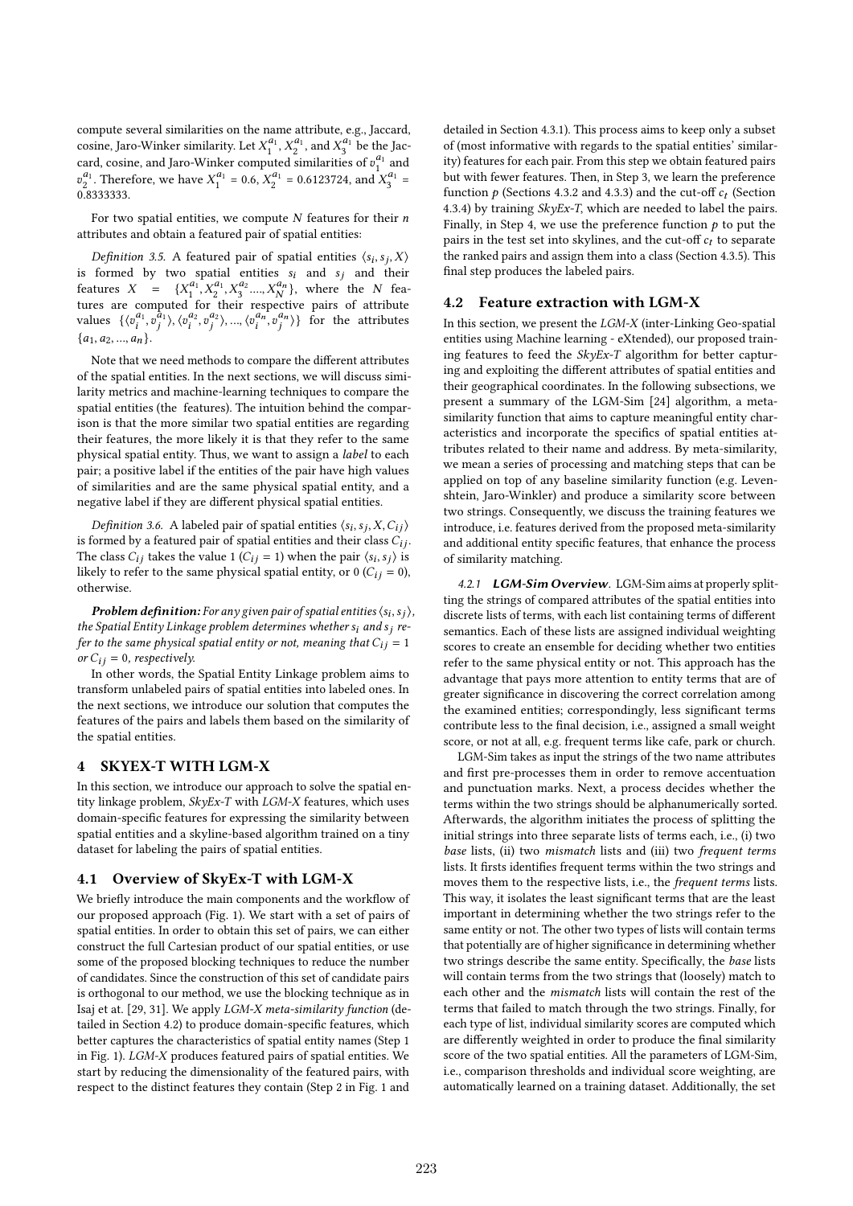compute several similarities on the name attribute, e.g., Jaccard, cosine, Jaro-Winker similarity. Let $X_1^{a_1}$, $X_2^{a_1}$, and $X_3^{a_1}$ be the Jaccard, cosine, and Jaro-Winker computed similarities of $v_1^{a_1}$ and $v_2^{a_1}$. Therefore, we have $X_1^{a_1} = 0.6$, $X_2^{a_1} = 0.6123724$, and $X_3^{a_1} = 0.8333333$.

For two spatial entities, we compute $N$ features for their $n$ attributes and obtain a featured pair of spatial entities:

*Definition 3.5.* A featured pair of spatial entities $\langle s_i, s_j, X \rangle$ is formed by two spatial entities $s_i$ and $s_j$ and their features $X = \{X_1^{a_1}, X_2^{a_1}, X_3^{a_2}...., X_N^{a_n}\}$, where the $N$ features are computed for their respective pairs of attribute values $\{\langle v_i^{a_1}, v_j^{a_1} \rangle, \langle v_i^{a_2}, v_j^{a_2} \rangle, ..., \langle v_i^{a_n}, v_j^{a_n} \rangle\}$ for the attributes $\{a_1, a_2, ..., a_n\}$.

Note that we need methods to compare the different attributes of the spatial entities. In the next sections, we will discuss similarity metrics and machine-learning techniques to compare the spatial entities (the features). The intuition behind the comparison is that the more similar two spatial entities are regarding their features, the more likely it is that they refer to the same physical spatial entity. Thus, we want to assign a *label* to each pair; a positive label if the entities of the pair have high values of similarities and are the same physical spatial entity, and a negative label if they are different physical spatial entities.

*Definition 3.6.* A labeled pair of spatial entities $\langle s_i, s_j, X, C_{ij} \rangle$ is formed by a featured pair of spatial entities and their class $C_{ij}$. The class $C_{ij}$ takes the value 1 ($C_{ij} = 1$) when the pair $\langle s_i, s_j \rangle$ is likely to refer to the same physical spatial entity, or 0 ($C_{ij} = 0$), otherwise.

***Problem definition:*** *For any given pair of spatial entities $\langle s_i, s_j \rangle$, the Spatial Entity Linkage problem determines whether $s_i$ and $s_j$ refer to the same physical spatial entity or not, meaning that $C_{ij} = 1$ or $C_{ij} = 0$, respectively.*

In other words, the Spatial Entity Linkage problem aims to transform unlabeled pairs of spatial entities into labeled ones. In the next sections, we introduce our solution that computes the features of the pairs and labels them based on the similarity of the spatial entities.

## 4 SKYEX-T WITH LGM-X

In this section, we introduce our approach to solve the spatial entity linkage problem, *SkyEx-T* with *LGM-X* features, which uses domain-specific features for expressing the similarity between spatial entities and a skyline-based algorithm trained on a tiny dataset for labeling the pairs of spatial entities.

### 4.1 Overview of SkyEx-T with LGM-X

We briefly introduce the main components and the workflow of our proposed approach (Fig. 1). We start with a set of pairs of spatial entities. In order to obtain this set of pairs, we can either construct the full Cartesian product of our spatial entities, or use some of the proposed blocking techniques to reduce the number of candidates. Since the construction of this set of candidate pairs is orthogonal to our method, we use the blocking technique as in Isaj et at. [29, 31]. We apply *LGM-X meta-similarity function* (detailed in Section 4.2) to produce domain-specific features, which better captures the characteristics of spatial entity names (Step 1 in Fig. 1). *LGM-X* produces featured pairs of spatial entities. We start by reducing the dimensionality of the featured pairs, with respect to the distinct features they contain (Step 2 in Fig. 1 and detailed in Section 4.3.1). This process aims to keep only a subset of (most informative with regards to the spatial entities' similarity) features for each pair. From this step we obtain featured pairs but with fewer features. Then, in Step 3, we learn the preference function $p$ (Sections 4.3.2 and 4.3.3) and the cut-off $c_t$ (Section 4.3.4) by training *SkyEx-T*, which are needed to label the pairs. Finally, in Step 4, we use the preference function $p$ to put the pairs in the test set into skylines, and the cut-off $c_t$ to separate the ranked pairs and assign them into a class (Section 4.3.5). This final step produces the labeled pairs.

### 4.2 Feature extraction with LGM-X

In this section, we present the *LGM-X* (inter-Linking Geo-spatial entities using Machine learning - eXtended), our proposed training features to feed the *SkyEx-T* algorithm for better capturing and exploiting the different attributes of spatial entities and their geographical coordinates. In the following subsections, we present a summary of the LGM-Sim [24] algorithm, a meta-similarity function that aims to capture meaningful entity characteristics and incorporate the specifics of spatial entities attributes related to their name and address. By meta-similarity, we mean a series of processing and matching steps that can be applied on top of any baseline similarity function (e.g. Levenshtein, Jaro-Winkler) and produce a similarity score between two strings. Consequently, we discuss the training features we introduce, i.e. features derived from the proposed meta-similarity and additional entity specific features, that enhance the process of similarity matching.

*4.2.1* ***LGM-Sim Overview***. LGM-Sim aims at properly splitting the strings of compared attributes of the spatial entities into discrete lists of terms, with each list containing terms of different semantics. Each of these lists are assigned individual weighting scores to create an ensemble for deciding whether two entities refer to the same physical entity or not. This approach has the advantage that pays more attention to entity terms that are of greater significance in discovering the correct correlation among the examined entities; correspondingly, less significant terms contribute less to the final decision, i.e., assigned a small weight score, or not at all, e.g. frequent terms like cafe, park or church.

LGM-Sim takes as input the strings of the two name attributes and first pre-processes them in order to remove accentuation and punctuation marks. Next, a process decides whether the terms within the two strings should be alphanumerically sorted. Afterwards, the algorithm initiates the process of splitting the initial strings into three separate lists of terms each, i.e., (i) two *base* lists, (ii) two *mismatch* lists and (iii) two *frequent terms* lists. It firsts identifies frequent terms within the two strings and moves them to the respective lists, i.e., the *frequent terms* lists. This way, it isolates the least significant terms that are the least important in determining whether the two strings refer to the same entity or not. The other two types of lists will contain terms that potentially are of higher significance in determining whether two strings describe the same entity. Specifically, the *base* lists will contain terms from the two strings that (loosely) match to each other and the *mismatch* lists will contain the rest of the terms that failed to match through the two strings. Finally, for each type of list, individual similarity scores are computed which are differently weighted in order to produce the final similarity score of the two spatial entities. All the parameters of LGM-Sim, i.e., comparison thresholds and individual score weighting, are automatically learned on a training dataset. Additionally, the set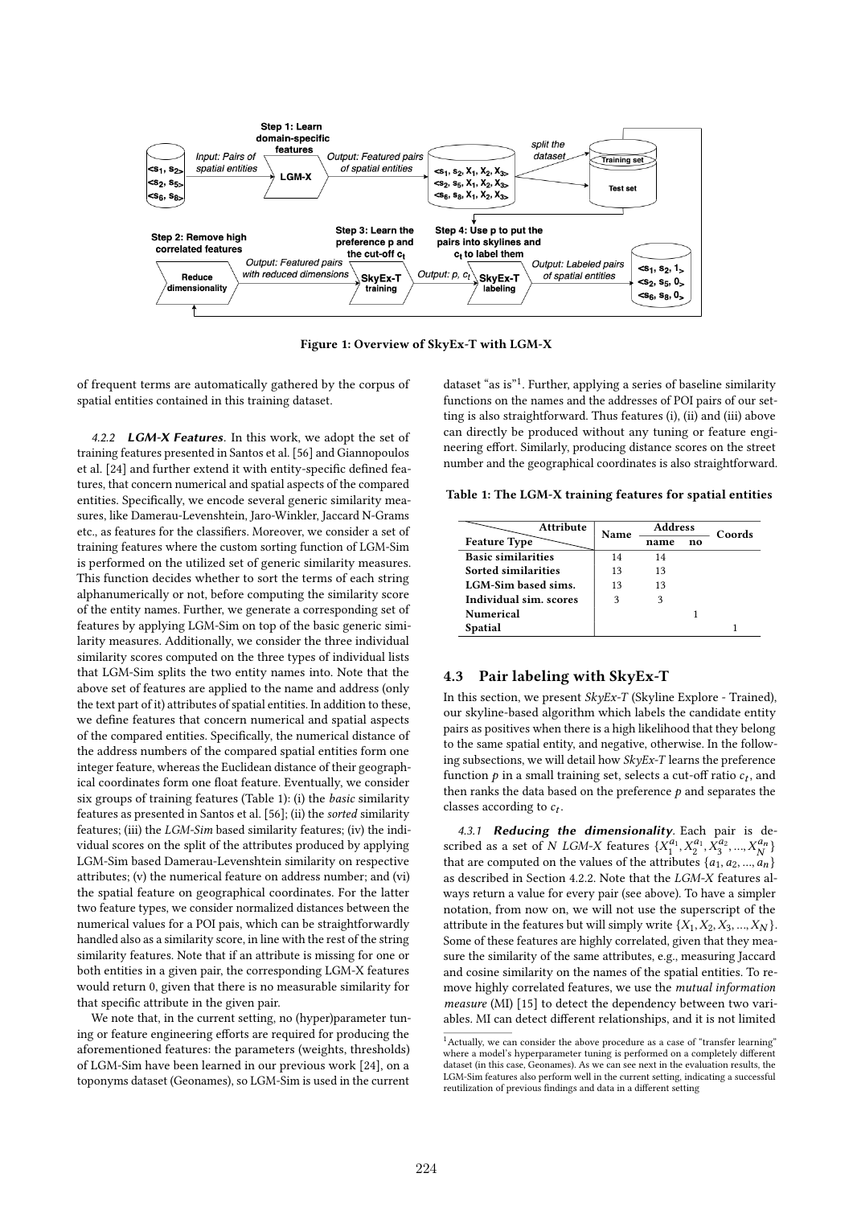Figure 1: Overview of SkyEx-T with LGM-X

of frequent terms are automatically gathered by the corpus of spatial entities contained in this training dataset.

#### 4.2.2 *LGM-X Features*.

In this work, we adopt the set of training features presented in Santos et al. [56] and Giannopoulos et al. [24] and further extend it with entity-specific defined features, that concern numerical and spatial aspects of the compared entities. Specifically, we encode several generic similarity measures, like Damerau-Levenshtein, Jaro-Winkler, Jaccard N-Grams etc., as features for the classifiers. Moreover, we consider a set of training features where the custom sorting function of LGM-Sim is performed on the utilized set of generic similarity measures. This function decides whether to sort the terms of each string alphanumerically or not, before computing the similarity score of the entity names. Further, we generate a corresponding set of features by applying LGM-Sim on top of the basic generic similarity measures. Additionally, we consider the three individual similarity scores computed on the three types of individual lists that LGM-Sim splits the two entity names into. Note that the above set of features are applied to the name and address (only the text part of it) attributes of spatial entities. In addition to these, we define features that concern numerical and spatial aspects of the compared entities. Specifically, the numerical distance of the address numbers of the compared spatial entities form one integer feature, whereas the Euclidean distance of their geographical coordinates form one float feature. Eventually, we consider six groups of training features (Table 1): (i) the *basic* similarity features as presented in Santos et al. [56]; (ii) the *sorted* similarity features; (iii) the *LGM-Sim* based similarity features; (iv) the individual scores on the split of the attributes produced by applying LGM-Sim based Damerau-Levenshtein similarity on respective attributes; (v) the numerical feature on address number; and (vi) the spatial feature on geographical coordinates. For the latter two feature types, we consider normalized distances between the numerical values for a POI pais, which can be straightforwardly handled also as a similarity score, in line with the rest of the string similarity features. Note that if an attribute is missing for one or both entities in a given pair, the corresponding LGM-X features would return 0, given that there is no measurable similarity for that specific attribute in the given pair.

We note that, in the current setting, no (hyper)parameter tuning or feature engineering efforts are required for producing the aforementioned features: the parameters (weights, thresholds) of LGM-Sim have been learned in our previous work [24], on a toponyms dataset (Geonames), so LGM-Sim is used in the current dataset "as is"[1]. Further, applying a series of baseline similarity functions on the names and the addresses of POI pairs of our setting is also straightforward. Thus features (i), (ii) and (iii) above can directly be produced without any tuning or feature engineering effort. Similarly, producing distance scores on the street number and the geographical coordinates is also straightforward.

**Table 1: The LGM-X training features for spatial entities**

| Attribute / Feature Type | Name | Address: name | Address: no | Coords |
|---|---|---|---|---|
| **Basic similarities** | 14 | 14 | | |
| **Sorted similarities** | 13 | 13 | | |
| **LGM-Sim based sims.** | 13 | 13 | | |
| **Individual sim. scores** | 3 | 3 | | |
| **Numerical** | | | 1 | |
| **Spatial** | | | | 1 |

### 4.3 Pair labeling with SkyEx-T

In this section, we present *SkyEx-T* (Skyline Explore - Trained), our skyline-based algorithm which labels the candidate entity pairs as positives when there is a high likelihood that they belong to the same spatial entity, and negative, otherwise. In the following subsections, we will detail how *SkyEx-T* learns the preference function $p$ in a small training set, selects a cut-off ratio $c_t$, and then ranks the data based on the preference $p$ and separates the classes according to $c_t$.

#### 4.3.1 *Reducing the dimensionality*.

Each pair is described as a set of $N$ *LGM-X* features $\{X_1^{a_1}, X_2^{a_1}, X_3^{a_2}, ..., X_N^{a_n}\}$ that are computed on the values of the attributes $\{a_1, a_2, ..., a_n\}$ as described in Section 4.2.2. Note that the *LGM-X* features always return a value for every pair (see above). To have a simpler notation, from now on, we will not use the superscript of the attribute in the features but will simply write $\{X_1, X_2, X_3, ..., X_N\}$. Some of these features are highly correlated, given that they measure the similarity of the same attributes, e.g., measuring Jaccard and cosine similarity on the names of the spatial entities. To remove highly correlated features, we use the *mutual information measure* (MI) [15] to detect the dependency between two variables. MI can detect different relationships, and it is not limited

[1] Actually, we can consider the above procedure as a case of "transfer learning" where a model's hyperparameter tuning is performed on a completely different dataset (in this case, Geonames). As we can see next in the evaluation results, the LGM-Sim features also perform well in the current setting, indicating a successful reutilization of previous findings and data in a different setting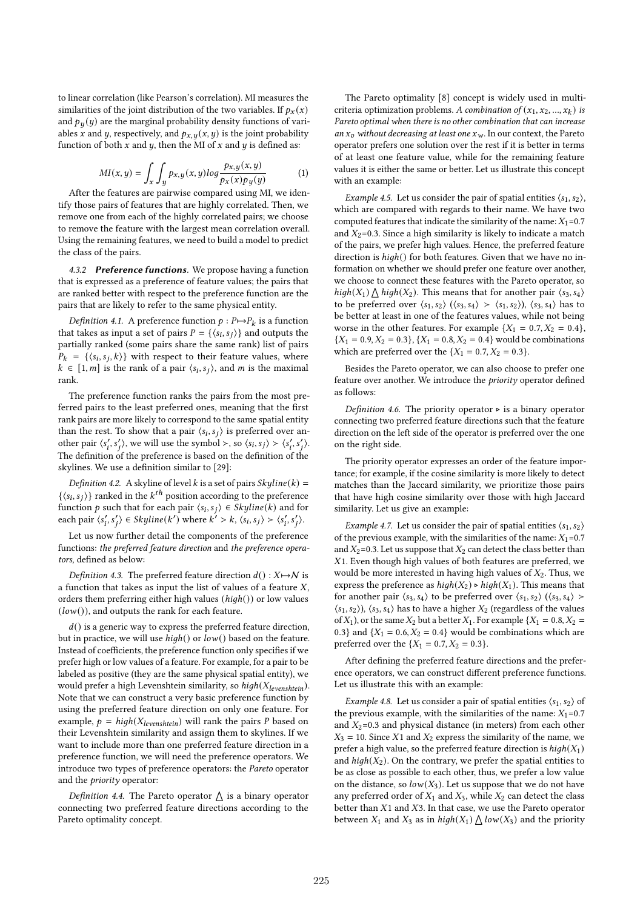to linear correlation (like Pearson's correlation). MI measures the similarities of the joint distribution of the two variables. If $p_x(x)$ and $p_y(y)$ are the marginal probability density functions of variables $x$ and $y$, respectively, and $p_{x,y}(x, y)$ is the joint probability function of both $x$ and $y$, then the MI of $x$ and $y$ is defined as:

$$MI(x, y) = \int_x \int_y p_{x,y}(x, y) log \frac{p_{x,y}(x, y)}{p_x(x) p_y(y)} \quad (1)$$

After the features are pairwise compared using MI, we identify those pairs of features that are highly correlated. Then, we remove one from each of the highly correlated pairs; we choose to remove the feature with the largest mean correlation overall. Using the remaining features, we need to build a model to predict the class of the pairs.

#### 4.3.2 *Preference functions*.

We propose having a function that is expressed as a preference of feature values; the pairs that are ranked better with respect to the preference function are the pairs that are likely to refer to the same physical entity.

*Definition 4.1.* A preference function $p : P \mapsto P_k$ is a function that takes as input a set of pairs $P = \{\langle s_i, s_j \rangle\}$ and outputs the partially ranked (some pairs share the same rank) list of pairs $P_k = \{\langle s_i, s_j, k \rangle\}$ with respect to their feature values, where $k \in [1, m]$ is the rank of a pair $\langle s_i, s_j \rangle$, and $m$ is the maximal rank.

The preference function ranks the pairs from the most preferred pairs to the least preferred ones, meaning that the first rank pairs are more likely to correspond to the same spatial entity than the rest. To show that a pair $\langle s_i, s_j \rangle$ is preferred over another pair $\langle s'_i, s'_j \rangle$, we will use the symbol $\succ$, so $\langle s_i, s_j \rangle \succ \langle s'_i, s'_j \rangle$. The definition of the preference is based on the definition of the skylines. We use a definition similar to [29]:

*Definition 4.2.* A skyline of level $k$ is a set of pairs $Skyline(k) = \{\langle s_i, s_j \rangle\}$ ranked in the $k^{th}$ position according to the preference function $p$ such that for each pair $\langle s_i, s_j \rangle \in Skyline(k)$ and for each pair $\langle s'_i, s'_j \rangle \in Skyline(k')$ where $k' > k$, $\langle s_i, s_j \rangle \succ \langle s'_i, s'_j \rangle$.

Let us now further detail the components of the preference functions: *the preferred feature direction* and *the preference operators*, defined as below:

*Definition 4.3.* The preferred feature direction $d() : X \mapsto \mathcal{N}$ is a function that takes as input the list of values of a feature $X$, orders them preferring either high values ($high()$) or low values ($low()$), and outputs the rank for each feature.

$d()$ is a generic way to express the preferred feature direction, but in practice, we will use $high()$ or $low()$ based on the feature. Instead of coefficients, the preference function only specifies if we prefer high or low values of a feature. For example, for a pair to be labeled as positive (they are the same physical spatial entity), we would prefer a high Levenshtein similarity, so $high(X_{levenshtein})$. Note that we can construct a very basic preference function by using the preferred feature direction on only one feature. For example, $p = high(X_{levenshtein})$ will rank the pairs $P$ based on their Levenshtein similarity and assign them to skylines. If we want to include more than one preferred feature direction in a preference function, we will need the preference operators. We introduce two types of preference operators: the *Pareto* operator and the *priority* operator:

*Definition 4.4.* The Pareto operator $\bigtriangleup$ is a binary operator connecting two preferred feature directions according to the Pareto optimality concept.

The Pareto optimality [8] concept is widely used in multi-criteria optimization problems. *A combination of $(x_1, x_2, ..., x_k)$ is Pareto optimal when there is no other combination that can increase an $x_v$ without decreasing at least one $x_w$*. In our context, the Pareto operator prefers one solution over the rest if it is better in terms of at least one feature value, while for the remaining feature values it is either the same or better. Let us illustrate this concept with an example:

*Example 4.5.* Let us consider the pair of spatial entities $\langle s_1, s_2 \rangle$, which are compared with regards to their name. We have two computed features that indicate the similarity of the name: $X_1$=0.7 and $X_2$=0.3. Since a high similarity is likely to indicate a match of the pairs, we prefer high values. Hence, the preferred feature direction is $high()$ for both features. Given that we have no information on whether we should prefer one feature over another, we choose to connect these features with the Pareto operator, so $high(X_1) \bigtriangleup high(X_2)$. This means that for another pair $\langle s_3, s_4 \rangle$ to be preferred over $\langle s_1, s_2 \rangle$ ($\langle s_3, s_4 \rangle \succ \langle s_1, s_2 \rangle$), $\langle s_3, s_4 \rangle$ has to be better at least in one of the features values, while not being worse in the other features. For example $\{X_1 = 0.7, X_2 = 0.4\}$, $\{X_1 = 0.9, X_2 = 0.3\}$, $\{X_1 = 0.8, X_2 = 0.4\}$ would be combinations which are preferred over the $\{X_1 = 0.7, X_2 = 0.3\}$.

Besides the Pareto operator, we can also choose to prefer one feature over another. We introduce the *priority* operator defined as follows:

*Definition 4.6.* The priority operator $\triangleright$ is a binary operator connecting two preferred feature directions such that the feature direction on the left side of the operator is preferred over the one on the right side.

The priority operator expresses an order of the feature importance; for example, if the cosine similarity is more likely to detect matches than the Jaccard similarity, we prioritize those pairs that have high cosine similarity over those with high Jaccard similarity. Let us give an example:

*Example 4.7.* Let us consider the pair of spatial entities $\langle s_1, s_2 \rangle$ of the previous example, with the similarities of the name: $X_1$=0.7 and $X_2$=0.3. Let us suppose that $X_2$ can detect the class better than $X1$. Even though high values of both features are preferred, we would be more interested in having high values of $X_2$. Thus, we express the preference as $high(X_2) \triangleright high(X_1)$. This means that for another pair $\langle s_3, s_4 \rangle$ to be preferred over $\langle s_1, s_2 \rangle$ ($\langle s_3, s_4 \rangle \succ \langle s_1, s_2 \rangle$), $\langle s_3, s_4 \rangle$ has to have a higher $X_2$ (regardless of the values of $X_1$), or the same $X_2$ but a better $X_1$. For example $\{X_1 = 0.8, X_2 = 0.3\}$ and $\{X_1 = 0.6, X_2 = 0.4\}$ would be combinations which are preferred over the $\{X_1 = 0.7, X_2 = 0.3\}$.

After defining the preferred feature directions and the preference operators, we can construct different preference functions. Let us illustrate this with an example:

*Example 4.8.* Let us consider a pair of spatial entities $\langle s_1, s_2 \rangle$ of the previous example, with the similarities of the name: $X_1$=0.7 and $X_2$=0.3 and physical distance (in meters) from each other $X_3$ = 10. Since $X1$ and $X2$ express the similarity of the name, we prefer a high value, so the preferred feature direction is $high(X_1)$ and $high(X_2)$. On the contrary, we prefer the spatial entities to be as close as possible to each other, thus, we prefer a low value on the distance, so $low(X_3)$. Let us suppose that we do not have any preferred order of $X_1$ and $X_3$, while $X_2$ can detect the class better than $X1$ and $X3$. In that case, we use the Pareto operator between $X_1$ and $X_3$ as in $high(X_1) \bigtriangleup low(X_3)$ and the priority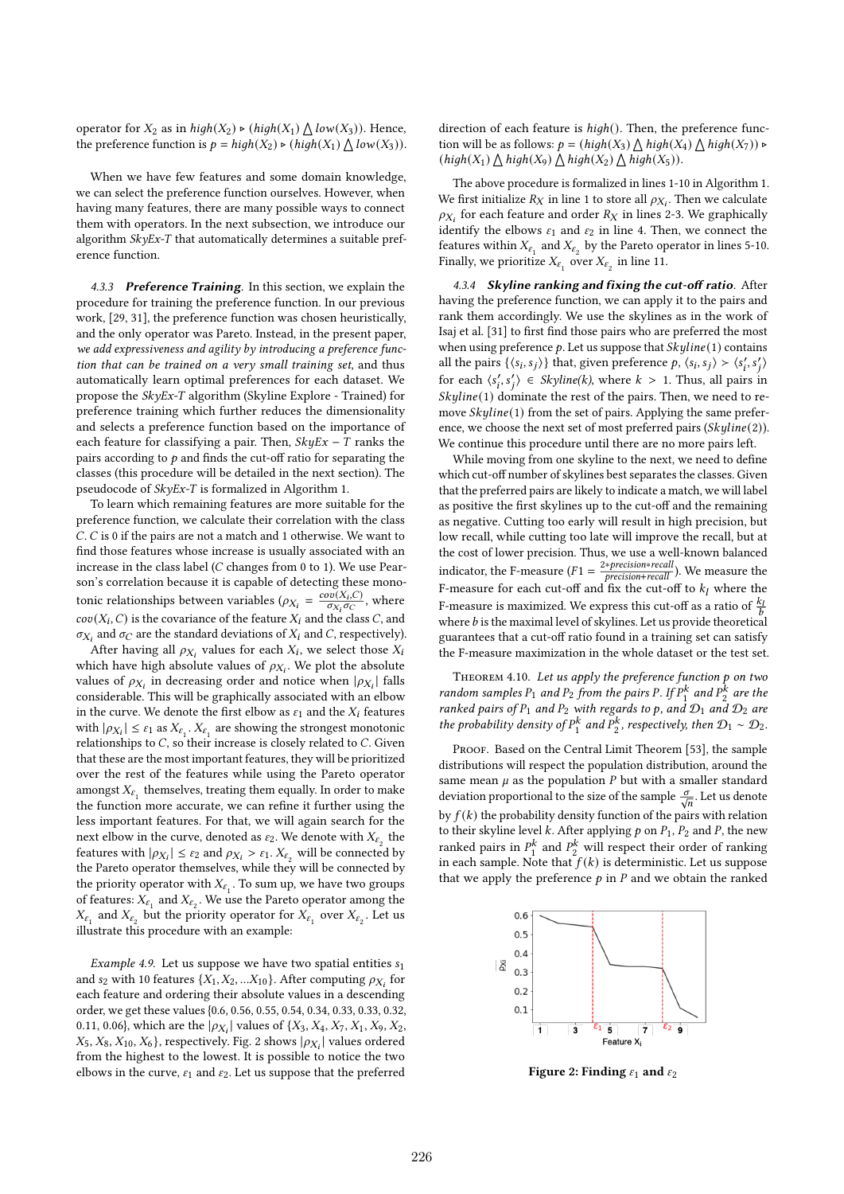operator for $X_2$ as in $high(X_2) \triangleright (high(X_1) \bigwedge low(X_3))$. Hence, the preference function is $p = high(X_2) \triangleright (high(X_1) \bigwedge low(X_3))$.

When we have few features and some domain knowledge, we can select the preference function ourselves. However, when having many features, there are many possible ways to connect them with operators. In the next subsection, we introduce our algorithm *SkyEx-T* that automatically determines a suitable preference function.

*4.3.3* ***Preference Training***. In this section, we explain the procedure for training the preference function. In our previous work, [29, 31], the preference function was chosen heuristically, and the only operator was Pareto. Instead, in the present paper, *we add expressiveness and agility by introducing a preference function that can be trained on a very small training set*, and thus automatically learn optimal preferences for each dataset. We propose the *SkyEx-T* algorithm (Skyline Explore - Trained) for preference training which further reduces the dimensionality and selects a preference function based on the importance of each feature for classifying a pair. Then, $SkyEx - T$ ranks the pairs according to $p$ and finds the cut-off ratio for separating the classes (this procedure will be detailed in the next section). The pseudocode of *SkyEx-T* is formalized in Algorithm 1.

To learn which remaining features are more suitable for the preference function, we calculate their correlation with the class $C$. $C$ is 0 if the pairs are not a match and 1 otherwise. We want to find those features whose increase is usually associated with an increase in the class label ($C$ changes from 0 to 1). We use Pearson's correlation because it is capable of detecting these monotonic relationships between variables ($\rho_{X_i} = \frac{cov(X_i, C)}{\sigma_{X_i}\sigma_C}$, where $cov(X_i, C)$ is the covariance of the feature $X_i$ and the class $C$, and $\sigma_{X_i}$ and $\sigma_C$ are the standard deviations of $X_i$ and $C$, respectively).

After having all $\rho_{X_i}$ values for each $X_i$, we select those $X_i$ which have high absolute values of $\rho_{X_i}$. We plot the absolute values of $\rho_{X_i}$ in decreasing order and notice when $|\rho_{X_i}|$ falls considerable. This will be graphically associated with an elbow in the curve. We denote the first elbow as $\varepsilon_1$ and the $X_i$ features with $|\rho_{X_i}| \leq \varepsilon_1$ as $X_{\varepsilon_1}$. $X_{\varepsilon_1}$ are showing the strongest monotonic relationships to $C$, so their increase is closely related to $C$. Given that these are the most important features, they will be prioritized over the rest of the features while using the Pareto operator amongst $X_{\varepsilon_1}$ themselves, treating them equally. In order to make the function more accurate, we can refine it further using the less important features. For that, we will again search for the next elbow in the curve, denoted as $\varepsilon_2$. We denote with $X_{\varepsilon_2}$ the features with $|\rho_{X_i}| \leq \varepsilon_2$ and $\rho_{X_i} > \varepsilon_1$. $X_{\varepsilon_2}$ will be connected by the Pareto operator themselves, while they will be connected by the priority operator with $X_{\varepsilon_1}$. To sum up, we have two groups of features: $X_{\varepsilon_1}$ and $X_{\varepsilon_2}$. We use the Pareto operator among the $X_{\varepsilon_1}$ and $X_{\varepsilon_2}$ but the priority operator for $X_{\varepsilon_1}$ over $X_{\varepsilon_2}$. Let us illustrate this procedure with an example:

*Example 4.9.* Let us suppose we have two spatial entities $s_1$ and $s_2$ with 10 features $\{X_1, X_2, ...X_{10}\}$. After computing $\rho_{X_i}$ for each feature and ordering their absolute values in a descending order, we get these values {0.6, 0.56, 0.55, 0.54, 0.34, 0.33, 0.33, 0.32, 0.11, 0.06}, which are the $|\rho_{X_i}|$ values of $\{X_3, X_4, X_7, X_1, X_9, X_2, X_5, X_8, X_{10}, X_6\}$, respectively. Fig. 2 shows $|\rho_{X_i}|$ values ordered from the highest to the lowest. It is possible to notice the two elbows in the curve, $\varepsilon_1$ and $\varepsilon_2$. Let us suppose that the preferred direction of each feature is $high()$. Then, the preference function will be as follows: $p = (high(X_3) \bigwedge high(X_4) \bigwedge high(X_7)) \triangleright (high(X_1) \bigwedge high(X_9) \bigwedge high(X_2) \bigwedge high(X_5))$.

The above procedure is formalized in lines 1-10 in Algorithm 1. We first initialize $R_X$ in line 1 to store all $\rho_{X_i}$. Then we calculate $\rho_{X_i}$ for each feature and order $R_X$ in lines 2-3. We graphically identify the elbows $\varepsilon_1$ and $\varepsilon_2$ in line 4. Then, we connect the features within $X_{\varepsilon_1}$ and $X_{\varepsilon_2}$ by the Pareto operator in lines 5-10. Finally, we prioritize $X_{\varepsilon_1}$ over $X_{\varepsilon_2}$ in line 11.

*4.3.4* ***Skyline ranking and fixing the cut-off ratio***. After having the preference function, we can apply it to the pairs and rank them accordingly. We use the skylines as in the work of Isaj et al. [31] to first find those pairs who are preferred the most when using preference $p$. Let us suppose that $Skyline(1)$ contains all the pairs $\{\langle s_i, s_j \rangle\}$ that, given preference $p$, $\langle s_i, s_j \rangle \succ \langle s'_i, s'_j \rangle$ for each $\langle s'_i, s'_j \rangle \in Skyline(k)$, where $k > 1$. Thus, all pairs in $Skyline(1)$ dominate the rest of the pairs. Then, we need to remove $Skyline(1)$ from the set of pairs. Applying the same preference, we choose the next set of most preferred pairs ($Skyline(2)$). We continue this procedure until there are no more pairs left.

While moving from one skyline to the next, we need to define which cut-off number of skylines best separates the classes. Given that the preferred pairs are likely to indicate a match, we will label as positive the first skylines up to the cut-off and the remaining as negative. Cutting too early will result in high precision, but low recall, while cutting too late will improve the recall, but at the cost of lower precision. Thus, we use a well-known balanced indicator, the F-measure ($F1 = \frac{2*precision*recall}{precision+recall}$). We measure the F-measure for each cut-off and fix the cut-off to $k_l$ where the F-measure is maximized. We express this cut-off as a ratio of $\frac{k_l}{b}$ where $b$ is the maximal level of skylines. Let us provide theoretical guarantees that a cut-off ratio found in a training set can satisfy the F-measure maximization in the whole dataset or the test set.

THEOREM 4.10. *Let us apply the preference function $p$ on two random samples $P_1$ and $P_2$ from the pairs $P$. If $P_1^k$ and $P_2^k$ are the ranked pairs of $P_1$ and $P_2$ with regards to $p$, and $\mathcal{D}_1$ and $\mathcal{D}_2$ are the probability density of $P_1^k$ and $P_2^k$, respectively, then $\mathcal{D}_1 \sim \mathcal{D}_2$.*

PROOF. Based on the Central Limit Theorem [53], the sample distributions will respect the population distribution, around the same mean $\mu$ as the population $P$ but with a smaller standard deviation proportional to the size of the sample $\frac{\sigma}{\sqrt{n}}$. Let us denote by $f(k)$ the probability density function of the pairs with relation to their skyline level $k$. After applying $p$ on $P_1$, $P_2$ and $P$, the new ranked pairs in $P_1^k$ and $P_2^k$ will respect their order of ranking in each sample. Note that $f(k)$ is deterministic. Let us suppose that we apply the preference $p$ in $P$ and we obtain the ranked

Figure 2: Finding $\varepsilon_1$ and $\varepsilon_2$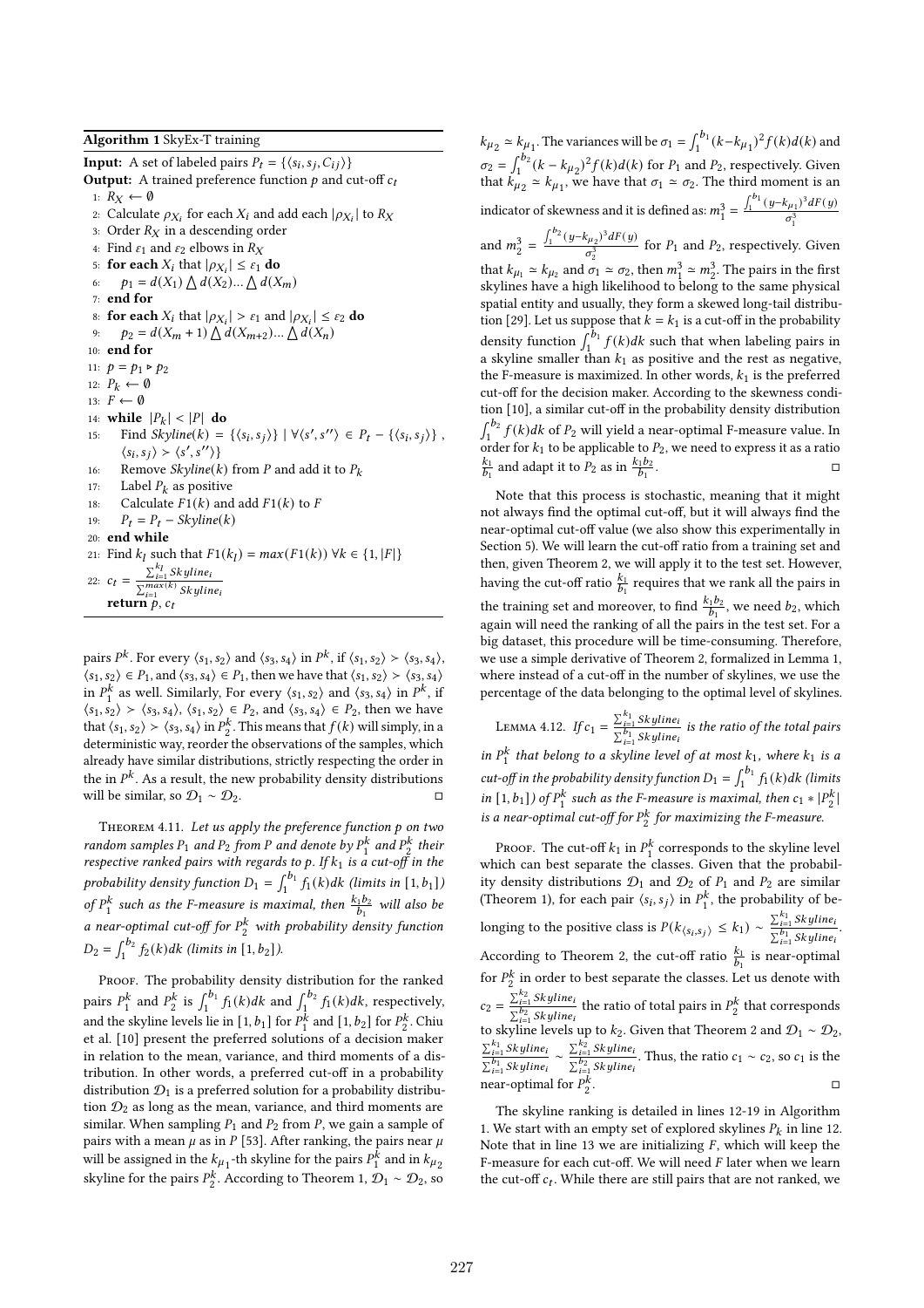**Algorithm 1** SkyEx-T training

**Input:** A set of labeled pairs $P_t = \{\langle s_i, s_j, C_{ij} \rangle\}$
**Output:** A trained preference function $p$ and cut-off $c_t$

```
1:  R_X ← ∅
2:  Calculate ρ_{X_i} for each X_i and add each |ρ_{X_i}| to R_X
3:  Order R_X in a descending order
4:  Find ε_1 and ε_2 elbows in R_X
5:  for each X_i that |ρ_{X_i}| ≤ ε_1 do
6:      p_1 = d(X_1) ⋀ d(X_2)... ⋀ d(X_m)
7:  end for
8:  for each X_i that |ρ_{X_i}| > ε_1 and |ρ_{X_i}| ≤ ε_2 do
9:      p_2 = d(X_m + 1) ⋀ d(X_{m+2})... ⋀ d(X_n)
10: end for
11: p = p_1 ▷ p_2
12: P_k ← ∅
13: F ← ∅
14: while |P_k| < |P| do
15:     Find Skyline(k) = {⟨s_i, s_j⟩} | ∀⟨s', s''⟩ ∈ P_t − {⟨s_i, s_j⟩},
        ⟨s_i, s_j⟩ ≻ ⟨s', s''⟩}
16:     Remove Skyline(k) from P and add it to P_k
17:     Label P_k as positive
18:     Calculate F1(k) and add F1(k) to F
19:     P_t = P_t − Skyline(k)
20: end while
21: Find k_l such that F1(k_l) = max(F1(k)) ∀k ∈ {1, |F|}
22: c_t = (Σ_{i=1}^{k_l} Skyline_i) / (Σ_{i=1}^{max(k)} Skyline_i)
    return p, c_t
```

pairs $P^k$. For every $\langle s_1, s_2 \rangle$ and $\langle s_3, s_4 \rangle$ in $P^k$, if $\langle s_1, s_2 \rangle \succ \langle s_3, s_4 \rangle$, $\langle s_1, s_2 \rangle \in P_1$, and $\langle s_3, s_4 \rangle \in P_1$, then we have that $\langle s_1, s_2 \rangle \succ \langle s_3, s_4 \rangle$ in $P_1^k$ as well. Similarly, For every $\langle s_1, s_2 \rangle$ and $\langle s_3, s_4 \rangle$ in $P^k$, if $\langle s_1, s_2 \rangle \succ \langle s_3, s_4 \rangle$, $\langle s_1, s_2 \rangle \in P_2$, and $\langle s_3, s_4 \rangle \in P_2$, then we have that $\langle s_1, s_2 \rangle \succ \langle s_3, s_4 \rangle$ in $P_2^k$. This means that $f(k)$ will simply, in a deterministic way, reorder the observations of the samples, which already have similar distributions, strictly respecting the order in the in $P^k$. As a result, the new probability density distributions will be similar, so $\mathcal{D}_1 \sim \mathcal{D}_2$. □

Theorem 4.11. *Let us apply the preference function $p$ on two random samples $P_1$ and $P_2$ from $P$ and denote by $P_1^k$ and $P_2^k$ their respective ranked pairs with regards to $p$. If $k_1$ is a cut-off in the probability density function $D_1 = \int_1^{b_1} f_1(k)dk$ (limits in $[1, b_1]$) of $P_1^k$ such as the F-measure is maximal, then $\frac{k_1 b_2}{b_1}$ will also be a near-optimal cut-off for $P_2^k$ with probability density function $D_2 = \int_1^{b_2} f_2(k)dk$ (limits in $[1, b_2]$).*

Proof. The probability density distribution for the ranked pairs $P_1^k$ and $P_2^k$ is $\int_1^{b_1} f_1(k)dk$ and $\int_1^{b_2} f_1(k)dk$, respectively, and the skyline levels lie in $[1, b_1]$ for $P_1^k$ and $[1, b_2]$ for $P_2^k$. Chiu et al. [10] present the preferred solutions of a decision maker in relation to the mean, variance, and third moments of a distribution. In other words, a preferred cut-off in a probability distribution $\mathcal{D}_1$ is a preferred solution for a probability distribution $\mathcal{D}_2$ as long as the mean, variance, and third moments are similar. When sampling $P_1$ and $P_2$ from $P$, we gain a sample of pairs with a mean $\mu$ as in $P$ [53]. After ranking, the pairs near $\mu$ will be assigned in the $k_{\mu_1}$-th skyline for the pairs $P_1^k$ and in $k_{\mu_2}$ skyline for the pairs $P_2^k$. According to Theorem 1, $\mathcal{D}_1 \sim \mathcal{D}_2$, so $k_{\mu_2} \simeq k_{\mu_1}$. The variances will be $\sigma_1 = \int_1^{b_1}(k - k_{\mu_1})^2 f(k)d(k)$ and $\sigma_2 = \int_1^{b_2}(k - k_{\mu_2})^2 f(k)d(k)$ for $P_1$ and $P_2$, respectively. Given that $k_{\mu_2} \simeq k_{\mu_1}$, we have that $\sigma_1 \simeq \sigma_2$. The third moment is an indicator of skewness and it is defined as: $m_1^3 = \frac{\int_1^{b_1}(y - k_{\mu_1})^3 dF(y)}{\sigma_1^3}$ and $m_2^3 = \frac{\int_1^{b_2}(y - k_{\mu_2})^3 dF(y)}{\sigma_2^3}$ for $P_1$ and $P_2$, respectively. Given that $k_{\mu_1} \simeq k_{\mu_2}$ and $\sigma_1 \simeq \sigma_2$, then $m_1^3 \simeq m_2^3$. The pairs in the first skylines have a high likelihood to belong to the same physical spatial entity and usually, they form a skewed long-tail distribution [29]. Let us suppose that $k = k_1$ is a cut-off in the probability density function $\int_1^{b_1} f(k)dk$ such that when labeling pairs in a skyline smaller than $k_1$ as positive and the rest as negative, the F-measure is maximized. In other words, $k_1$ is the preferred cut-off for the decision maker. According to the skewness condition [10], a similar cut-off in the probability density distribution $\int_1^{b_2} f(k)dk$ of $P_2$ will yield a near-optimal F-measure value. In order for $k_1$ to be applicable to $P_2$, we need to express it as a ratio $\frac{k_1}{b_1}$ and adapt it to $P_2$ as in $\frac{k_1 b_2}{b_1}$. □

Note that this process is stochastic, meaning that it might not always find the optimal cut-off, but it will always find the near-optimal cut-off value (we also show this experimentally in Section 5). We will learn the cut-off ratio from a training set and then, given Theorem 2, we will apply it to the test set. However, having the cut-off ratio $\frac{k_1}{b_1}$ requires that we rank all the pairs in the training set and moreover, to find $\frac{k_1 b_2}{b_1}$, we need $b_2$, which again will need the ranking of all the pairs in the test set. For a big dataset, this procedure will be time-consuming. Therefore, we use a simple derivative of Theorem 2, formalized in Lemma 1, where instead of a cut-off in the number of skylines, we use the percentage of the data belonging to the optimal level of skylines.

Lemma 4.12. *If $c_1 = \frac{\sum_{i=1}^{k_1} Skyline_i}{\sum_{i=1}^{b_1} Skyline_i}$ is the ratio of the total pairs in $P_1^k$ that belong to a skyline level of at most $k_1$, where $k_1$ is a cut-off in the probability density function $D_1 = \int_1^{b_1} f_1(k)dk$ (limits in $[1, b_1]$) of $P_1^k$ such as the F-measure is maximal, then $c_1 * |P_2^k|$ is a near-optimal cut-off for $P_2^k$ for maximizing the F-measure.*

Proof. The cut-off $k_1$ in $P_1^k$ corresponds to the skyline level which can best separate the classes. Given that the probability density distributions $\mathcal{D}_1$ and $\mathcal{D}_2$ of $P_1$ and $P_2$ are similar (Theorem 1), for each pair $\langle s_i, s_j \rangle$ in $P_1^k$, the probability of belonging to the positive class is $P(k_{\langle s_i, s_j \rangle} \leq k_1) \sim \frac{\sum_{i=1}^{k_1} Skyline_i}{\sum_{i=1}^{b_1} Skyline_i}$. According to Theorem 2, the cut-off ratio $\frac{k_1}{b_1}$ is near-optimal for $P_2^k$ in order to best separate the classes. Let us denote with $c_2 = \frac{\sum_{i=1}^{k_2} Skyline_i}{\sum_{i=1}^{b_2} Skyline_i}$ the ratio of total pairs in $P_2^k$ that corresponds to skyline levels up to $k_2$. Given that Theorem 2 and $\mathcal{D}_1 \sim \mathcal{D}_2$, $\frac{\sum_{i=1}^{k_1} Skyline_i}{\sum_{i=1}^{b_1} Skyline_i} \sim \frac{\sum_{i=1}^{k_2} Skyline_i}{\sum_{i=1}^{b_2} Skyline_i}$. Thus, the ratio $c_1 \sim c_2$, so $c_1$ is the near-optimal for $P_2^k$. □

The skyline ranking is detailed in lines 12-19 in Algorithm 1. We start with an empty set of explored skylines $P_k$ in line 12. Note that in line 13 we are initializing $F$, which will keep the F-measure for each cut-off. We will need $F$ later when we learn the cut-off $c_t$. While there are still pairs that are not ranked, we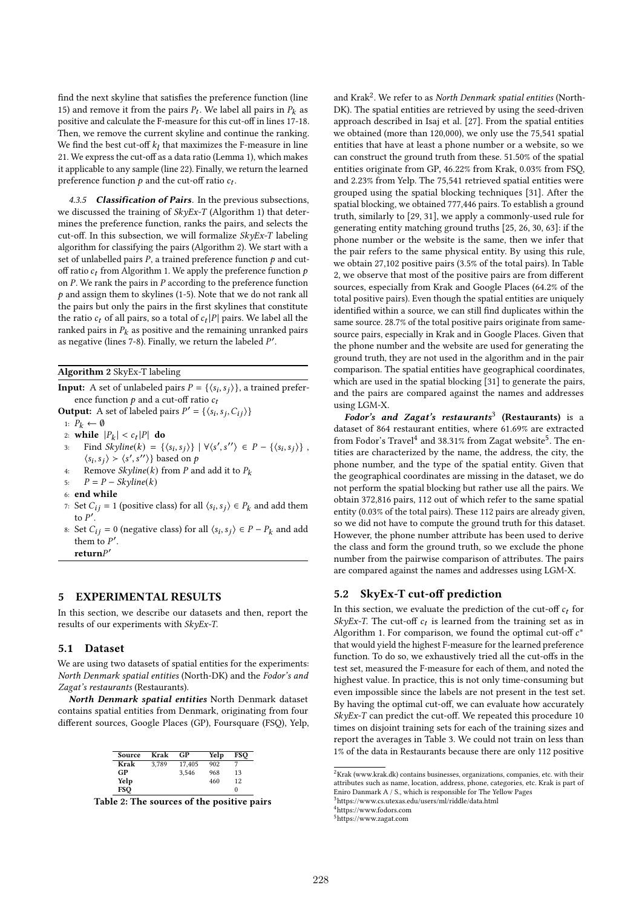find the next skyline that satisfies the preference function (line 15) and remove it from the pairs $P_t$. We label all pairs in $P_k$ as positive and calculate the F-measure for this cut-off in lines 17-18. Then, we remove the current skyline and continue the ranking. We find the best cut-off $k_l$ that maximizes the F-measure in line 21. We express the cut-off as a data ratio (Lemma 1), which makes it applicable to any sample (line 22). Finally, we return the learned preference function $p$ and the cut-off ratio $c_t$.

#### 4.3.5 *Classification of Pairs*.

In the previous subsections, we discussed the training of *SkyEx-T* (Algorithm 1) that determines the preference function, ranks the pairs, and selects the cut-off. In this subsection, we will formalize *SkyEx-T* labeling algorithm for classifying the pairs (Algorithm 2). We start with a set of unlabelled pairs $P$, a trained preference function $p$ and cut-off ratio $c_t$ from Algorithm 1. We apply the preference function $p$ on $P$. We rank the pairs in $P$ according to the preference function $p$ and assign them to skylines (1-5). Note that we do not rank all the pairs but only the pairs in the first skylines that constitute the ratio $c_t$ of all pairs, so a total of $c_t|P|$ pairs. We label all the ranked pairs in $P_k$ as positive and the remaining unranked pairs as negative (lines 7-8). Finally, we return the labeled $P'$.

**Algorithm 2** SkyEx-T labeling

**Input:** A set of unlabeled pairs $P = \{\langle s_i, s_j \rangle\}$, a trained preference function $p$ and a cut-off ratio $c_t$

**Output:** A set of labeled pairs $P' = \{\langle s_i, s_j, C_{ij} \rangle\}$

1: $P_k \leftarrow \emptyset$
2: **while** $|P_k| < c_t|P|$ **do**
3: Find $Skyline(k) = \{\langle s_i, s_j \rangle\} \mid \forall \langle s', s'' \rangle \in P - \{\langle s_i, s_j \rangle\}$, $\langle s_i, s_j \rangle \succ \langle s', s'' \rangle\}$ based on $p$
4: Remove $Skyline(k)$ from $P$ and add it to $P_k$
5: $P = P - Skyline(k)$
6: **end while**
7: Set $C_{ij} = 1$ (positive class) for all $\langle s_i, s_j \rangle \in P_k$ and add them to $P'$.
8: Set $C_{ij} = 0$ (negative class) for all $\langle s_i, s_j \rangle \in P - P_k$ and add them to $P'$.
**return** $P'$

## 5 EXPERIMENTAL RESULTS

In this section, we describe our datasets and then, report the results of our experiments with *SkyEx-T*.

### 5.1 Dataset

We are using two datasets of spatial entities for the experiments: *North Denmark spatial entities* (North-DK) and the *Fodor's and Zagat's restaurants* (Restaurants).

***North Denmark spatial entities*** North Denmark dataset contains spatial entities from Denmark, originating from four different sources, Google Places (GP), Foursquare (FSQ), Yelp, and Krak[2]. We refer to as *North Denmark spatial entities* (North-DK). The spatial entities are retrieved by using the seed-driven approach described in Isaj et al. [27]. From the spatial entities we obtained (more than 120,000), we only use the 75,541 spatial entities that have at least a phone number or a website, so we can construct the ground truth from these. 51.50% of the spatial entities originate from GP, 46.22% from Krak, 0.03% from FSQ, and 2.23% from Yelp. The 75,541 retrieved spatial entities were grouped using the spatial blocking techniques [31]. After the spatial blocking, we obtained 777,446 pairs. To establish a ground truth, similarly to [29, 31], we apply a commonly-used rule for generating entity matching ground truths [25, 26, 30, 63]: if the phone number or the website is the same, then we infer that the pair refers to the same physical entity. By using this rule, we obtain 27,102 positive pairs (3.5% of the total pairs). In Table 2, we observe that most of the positive pairs are from different sources, especially from Krak and Google Places (64.2% of the total positive pairs). Even though the spatial entities are uniquely identified within a source, we can still find duplicates within the same source. 28.7% of the total positive pairs originate from same-source pairs, especially in Krak and in Google Places. Given that the phone number and the website are used for generating the ground truth, they are not used in the algorithm and in the pair comparison. The spatial entities have geographical coordinates, which are used in the spatial blocking [31] to generate the pairs, and the pairs are compared against the names and addresses using LGM-X.

| Source | Krak | GP | Yelp | FSQ |
|---|---|---|---|---|
| **Krak** | 3,789 | 17,405 | 902 | 7 |
| **GP** | | 3,546 | 968 | 13 |
| **Yelp** | | | 460 | 12 |
| **FSQ** | | | | 0 |

**Table 2: The sources of the positive pairs**

***Fodor's and Zagat's restaurants***[3] **(Restaurants)** is a dataset of 864 restaurant entities, where 61.69% are extracted from Fodor's Travel[4] and 38.31% from Zagat website[5]. The entities are characterized by the name, the address, the city, the phone number, and the type of the spatial entity. Given that the geographical coordinates are missing in the dataset, we do not perform the spatial blocking but rather use all the pairs. We obtain 372,816 pairs, 112 out of which refer to the same spatial entity (0.03% of the total pairs). These 112 pairs are already given, so we did not have to compute the ground truth for this dataset. However, the phone number attribute has been used to derive the class and form the ground truth, so we exclude the phone number from the pairwise comparison of attributes. The pairs are compared against the names and addresses using LGM-X.

### 5.2 SkyEx-T cut-off prediction

In this section, we evaluate the prediction of the cut-off $c_t$ for *SkyEx-T*. The cut-off $c_t$ is learned from the training set as in Algorithm 1. For comparison, we found the optimal cut-off $c^*$ that would yield the highest F-measure for the learned preference function. To do so, we exhaustively tried all the cut-offs in the test set, measured the F-measure for each of them, and noted the highest value. In practice, this is not only time-consuming but even impossible since the labels are not present in the test set. By having the optimal cut-off, we can evaluate how accurately *SkyEx-T* can predict the cut-off. We repeated this procedure 10 times on disjoint training sets for each of the training sizes and report the averages in Table 3. We could not train on less than 1% of the data in Restaurants because there are only 112 positive

[2] Krak (www.krak.dk) contains businesses, organizations, companies, etc. with their attributes such as name, location, address, phone, categories, etc. Krak is part of Eniro Danmark A / S., which is responsible for The Yellow Pages
[3] https://www.cs.utexas.edu/users/ml/riddle/data.html
[4] https://www.fodors.com
[5] https://www.zagat.com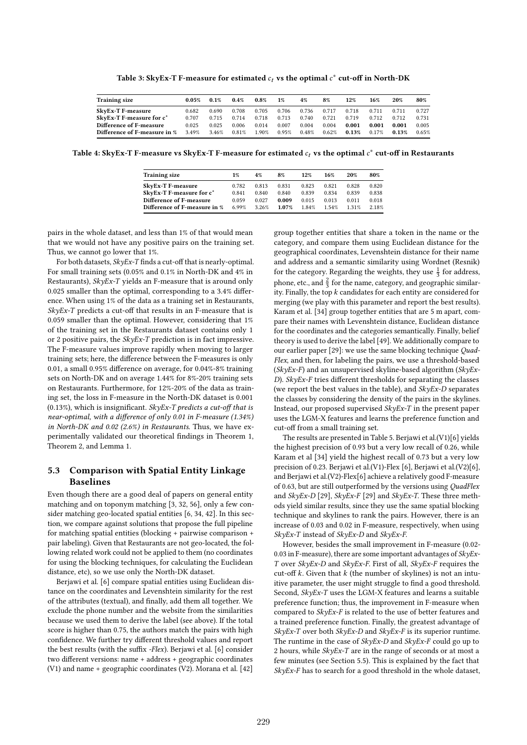Table 3: SkyEx-T F-measure for estimated $c_t$ vs the optimal $c^*$ cut-off in North-DK

| Training size | 0.05% | 0.1% | 0.4% | 0.8% | 1% | 4% | 8% | 12% | 16% | 20% | 80% |
|---|---|---|---|---|---|---|---|---|---|---|---|
| **SkyEx-T F-measure** | 0.682 | 0.690 | 0.708 | 0.705 | 0.706 | 0.736 | 0.717 | 0.718 | 0.711 | 0.711 | 0.727 |
| **SkyEx-T F-measure for $c^*$** | 0.707 | 0.715 | 0.714 | 0.718 | 0.713 | 0.740 | 0.721 | 0.719 | 0.712 | 0.712 | 0.731 |
| **Difference of F-measure** | 0.025 | 0.025 | 0.006 | 0.014 | 0.007 | 0.004 | 0.004 | **0.001** | **0.001** | **0.001** | 0.005 |
| **Difference of F-measure in %** | 3.49% | 3.46% | 0.81% | 1.90% | 0.95% | 0.48% | 0.62% | **0.13%** | 0.17% | **0.13%** | 0.65% |

Table 4: SkyEx-T F-measure vs SkyEx-T F-measure for estimated $c_t$ vs the optimal $c^*$ cut-off in Restaurants

| Training size | 1% | 4% | 8% | 12% | 16% | 20% | 80% |
|---|---|---|---|---|---|---|---|
| **SkyEx-T F-measure** | 0.782 | 0.813 | 0.831 | 0.823 | 0.821 | 0.828 | 0.820 |
| **SkyEx-T F-measure for $c^*$** | 0.841 | 0.840 | 0.840 | 0.839 | 0.834 | 0.839 | 0.838 |
| **Difference of F-measure** | 0.059 | 0.027 | **0.009** | 0.015 | 0.013 | 0.011 | 0.018 |
| **Difference of F-measure in %** | 6.99% | 3.26% | **1.07%** | 1.84% | 1.54% | 1.31% | 2.18% |

pairs in the whole dataset, and less than 1% of that would mean that we would not have any positive pairs on the training set. Thus, we cannot go lower that 1%.

For both datasets, *SkyEx-T* finds a cut-off that is nearly-optimal. For small training sets (0.05% and 0.1% in North-DK and 4% in Restaurants), *SkyEx-T* yields an F-measure that is around only 0.025 smaller than the optimal, corresponding to a 3.4% difference. When using 1% of the data as a training set in Restaurants, *SkyEx-T* predicts a cut-off that results in an F-measure that is 0.059 smaller than the optimal. However, considering that 1% of the training set in the Restaurants dataset contains only 1 or 2 positive pairs, the *SkyEx-T* prediction is in fact impressive. The F-measure values improve rapidly when moving to larger training sets; here, the difference between the F-measures is only 0.01, a small 0.95% difference on average, for 0.04%-8% training sets on North-DK and on average 1.44% for 8%-20% training sets on Restaurants. Furthermore, for 12%-20% of the data as training set, the loss in F-measure in the North-DK dataset is 0.001 (0.13%), which is insignificant. *SkyEx-T predicts a cut-off that is near-optimal, with a difference of only 0.01 in F-measure (1.34%) in North-DK and 0.02 (2.6%) in Restaurants*. Thus, we have experimentally validated our theoretical findings in Theorem 1, Theorem 2, and Lemma 1.

### 5.3 Comparison with Spatial Entity Linkage Baselines

Even though there are a good deal of papers on general entity matching and on toponym matching [3, 32, 56], only a few consider matching geo-located spatial entities [6, 34, 42]. In this section, we compare against solutions that propose the full pipeline for matching spatial entities (blocking + pairwise comparison + pair labeling). Given that Restaurants are not geo-located, the following related work could not be applied to them (no coordinates for using the blocking techniques, for calculating the Euclidean distance, etc), so we use only the North-DK dataset.

Berjawi et al. [6] compare spatial entities using Euclidean distance on the coordinates and Levenshtein similarity for the rest of the attributes (textual), and finally, add them all together. We exclude the phone number and the website from the similarities because we used them to derive the label (see above). If the total score is higher than 0.75, the authors match the pairs with high confidence. We further try different threshold values and report the best results (with the suffix *-Flex*). Berjawi et al. [6] consider two different versions: name + address + geographic coordinates (V1) and name + geographic coordinates (V2). Morana et al. [42] group together entities that share a token in the name or the category, and compare them using Euclidean distance for the geographical coordinates, Levenshtein distance for their name and address and a semantic similarity using Wordnet (Resnik) for the category. Regarding the weights, they use $\frac{1}{3}$ for address, phone, etc., and $\frac{2}{3}$ for the name, category, and geographic similarity. Finally, the top $k$ candidates for each entity are considered for merging (we play with this parameter and report the best results). Karam et al. [34] group together entities that are 5 m apart, compare their names with Levenshtein distance, Euclidean distance for the coordinates and the categories semantically. Finally, belief theory is used to derive the label [49]. We additionally compare to our earlier paper [29]: we use the same blocking technique *QuadFlex*, and then, for labeling the pairs, we use a threshold-based (*SkyEx-F*) and an unsupervised skyline-based algorithm (*SkyEx-D*). *SkyEx-F* tries different thresholds for separating the classes (we report the best values in the table), and *SkyEx-D* separates the classes by considering the density of the pairs in the skylines. Instead, our proposed supervised *SkyEx-T* in the present paper uses the LGM-X features and learns the preference function and cut-off from a small training set.

The results are presented in Table 5. Berjawi et al.(V1)[6] yields the highest precision of 0.93 but a very low recall of 0.26, while Karam et al [34] yield the highest recall of 0.73 but a very low precision of 0.23. Berjawi et al.(V1)-Flex [6], Berjawi et al.(V2)[6], and Berjawi et al.(V2)-Flex[6] achieve a relatively good F-measure of 0.63, but are still outperformed by the versions using *QuadFlex* and *SkyEx-D* [29], *SkyEx-F* [29] and *SkyEx-T*. These three methods yield similar results, since they use the same spatial blocking technique and skylines to rank the pairs. However, there is an increase of 0.03 and 0.02 in F-measure, respectively, when using *SkyEx-T* instead of *SkyEx-D* and *SkyEx-F*.

However, besides the small improvement in F-measure (0.02-0.03 in F-measure), there are some important advantages of *SkyEx-T* over *SkyEx-D* and *SkyEx-F*. First of all, *SkyEx-F* requires the cut-off $k$. Given that $k$ (the number of skylines) is not an intuitive parameter, the user might struggle to find a good threshold. Second, *SkyEx-T* uses the LGM-X features and learns a suitable preference function; thus, the improvement in F-measure when compared to *SkyEx-F* is related to the use of better features and a trained preference function. Finally, the greatest advantage of *SkyEx-T* over both *SkyEx-D* and *SkyEx-F* is its superior runtime. The runtime in the case of *SkyEx-D* and *SkyEx-F* could go up to 2 hours, while *SkyEx-T* are in the range of seconds or at most a few minutes (see Section 5.5). This is explained by the fact that *SkyEx-F* has to search for a good threshold in the whole dataset,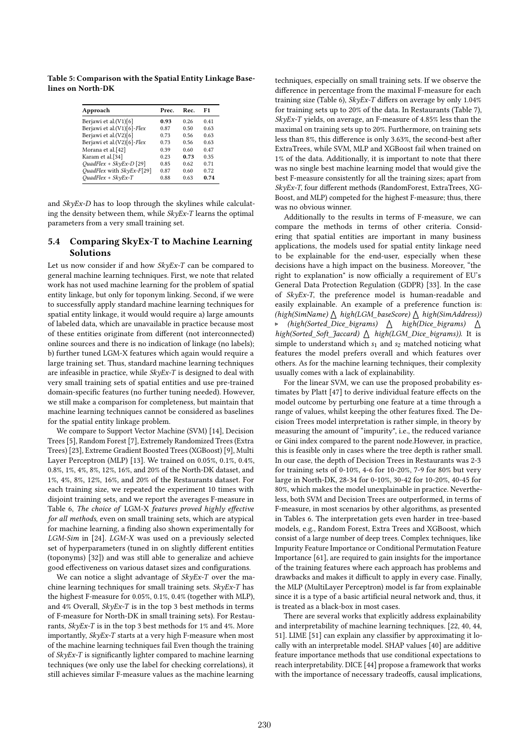**Table 5: Comparison with the Spatial Entity Linkage Baselines on North-DK**

| Approach | Prec. | Rec. | F1 |
|---|---|---|---|
| Berjawi et al.(V1)[6] | **0.93** | 0.26 | 0.41 |
| Berjawi et al.(V1)[6]-*Flex* | 0.87 | 0.50 | 0.63 |
| Berjawi et al.(V2)[6] | 0.73 | 0.56 | 0.63 |
| Berjawi et al.(V2)[6]-*Flex* | 0.73 | 0.56 | 0.63 |
| Morana et al.[42] | 0.39 | 0.60 | 0.47 |
| Karam et al.[34] | 0.23 | **0.73** | 0.35 |
| *QuadFlex + SkyEx-D* [29] | 0.85 | 0.62 | 0.71 |
| *QuadFlex* with *SkyEx-F*[29] | 0.87 | 0.60 | 0.72 |
| *QuadFlex + SkyEx-T* | 0.88 | 0.63 | **0.74** |

and *SkyEx-D* has to loop through the skylines while calculating the density between them, while *SkyEx-T* learns the optimal parameters from a very small training set.

## 5.4 Comparing SkyEx-T to Machine Learning Solutions

Let us now consider if and how *SkyEx-T* can be compared to general machine learning techniques. First, we note that related work has not used machine learning for the problem of spatial entity linkage, but only for toponym linking. Second, if we were to successfully apply standard machine learning techniques for spatial entity linkage, it would would require a) large amounts of labeled data, which are unavailable in practice because most of these entities originate from different (not interconnected) online sources and there is no indication of linkage (no labels); b) further tuned LGM-X features which again would require a large training set. Thus, standard machine learning techniques are infeasible in practice, while *SkyEx-T* is designed to deal with very small training sets of spatial entities and use pre-trained domain-specific features (no further tuning needed). However, we still make a comparison for completeness, but maintain that machine learning techniques cannot be considered as baselines for the spatial entity linkage problem.

We compare to Support Vector Machine (SVM) [14], Decision Trees [5], Random Forest [7], Extremely Randomized Trees (Extra Trees) [23], Extreme Gradient Boosted Trees (XGBoost) [9], Multi Layer Perceptron (MLP) [13]. We trained on 0.05%, 0.1%, 0.4%, 0.8%, 1%, 4%, 8%, 12%, 16%, and 20% of the North-DK dataset, and 1%, 4%, 8%, 12%, 16%, and 20% of the Restaurants dataset. For each training size, we repeated the experiment 10 times with disjoint training sets, and we report the averages F-measure in Table 6, *The choice of* LGM-X *features proved highly effective for all methods*, even on small training sets, which are atypical for machine learning, a finding also shown experimentally for *LGM-Sim* in [24]. *LGM-X* was used on a previously selected set of hyperparameters (tuned in on slightly different entities (toponyms) [32]) and was still able to generalize and achieve good effectiveness on various dataset sizes and configurations.

We can notice a slight advantage of *SkyEx-T* over the machine learning techniques for small training sets. *SkyEx-T* has the highest F-measure for 0.05%, 0.1%, 0.4% (together with MLP), and 4% Overall, *SkyEx-T* is in the top 3 best methods in terms of F-measure for North-DK in small training sets). For Restaurants, *SkyEx-T* is in the top 3 best methods for 1% and 4%. More importantly, *SkyEx-T* starts at a very high F-measure when most of the machine learning techniques fail Even though the training of *SkyEx-T* is significantly lighter compared to machine learning techniques (we only use the label for checking correlations), it still achieves similar F-measure values as the machine learning techniques, especially on small training sets. If we observe the difference in percentage from the maximal F-measure for each training size (Table 6), *SkyEx-T* differs on average by only 1.04% for training sets up to 20% of the data. In Restaurants (Table 7), *SkyEx-T* yields, on average, an F-measure of 4.85% less than the maximal on training sets up to 20%. Furthermore, on training sets less than 8%, this difference is only 3.63%, the second-best after ExtraTrees, while SVM, MLP and XGBoost fail when trained on 1% of the data. Additionally, it is important to note that there was no single best machine learning model that would give the best F-measure consistently for all the training sizes; apart from *SkyEx-T*, four different methods (RandomForest, ExtraTrees, XGBoost, and MLP) competed for the highest F-measure; thus, there was no obvious winner.

Additionally to the results in terms of F-measure, we can compare the methods in terms of other criteria. Considering that spatial entities are important in many business applications, the models used for spatial entity linkage need to be explainable for the end-user, especially when these decisions have a high impact on the business. Moreover, "the right to explanation" is now officially a requirement of EU's General Data Protection Regulation (GDPR) [33]. In the case of *SkyEx-T*, the preference model is human-readable and easily explainable. An example of a preference function is: *(high(SimName)* $\bigwedge$ *high(LGM_baseScore)* $\bigwedge$ *high(SimAddress))* $\triangleright$ *(high(Sorted_Dice_bigrams)* $\bigwedge$ *high(Dice_bigrams)* $\bigwedge$ *high(Sorted_Soft_Jaccard)* $\bigwedge$ *high(LGM_Dice_bigrams))*. It is simple to understand which $s_1$ and $s_2$ matched noticing what features the model prefers overall and which features over others. As for the machine learning techniques, their complexity usually comes with a lack of explainability.

For the linear SVM, we can use the proposed probability estimates by Platt [47] to derive individual feature effects on the model outcome by perturbing one feature at a time through a range of values, whilst keeping the other features fixed. The Decision Trees model interpretation is rather simple, in theory by measuring the amount of "impurity", i.e., the reduced variance or Gini index compared to the parent node.However, in practice, this is feasible only in cases where the tree depth is rather small. In our case, the depth of Decision Trees in Restaurants was 2-3 for training sets of 0-10%, 4-6 for 10-20%, 7-9 for 80% but very large in North-DK, 28-34 for 0-10%, 30-42 for 10-20%, 40-45 for 80%, which makes the model unexplainable in practice. Nevertheless, both SVM and Decision Trees are outperformed, in terms of F-measure, in most scenarios by other algorithms, as presented in Tables 6. The interpretation gets even harder in tree-based models, e.g., Random Forest, Extra Trees and XGBoost, which consist of a large number of deep trees. Complex techniques, like Impurity Feature Importance or Conditional Permutation Feature Importance [61], are required to gain insights for the importance of the training features where each approach has problems and drawbacks and makes it difficult to apply in every case. Finally, the MLP (MultiLayer Perceptron) model is far from explainable since it is a type of a basic artificial neural network and, thus, it is treated as a black-box in most cases.

There are several works that explicitly address explainability and interpretability of machine learning techniques. [22, 40, 44, 51]. LIME [51] can explain any classifier by approximating it locally with an interpretable model. SHAP values [40] are additive feature importance methods that use conditional expectations to reach interpretability. DICE [44] propose a framework that works with the importance of necessary tradeoffs, causal implications,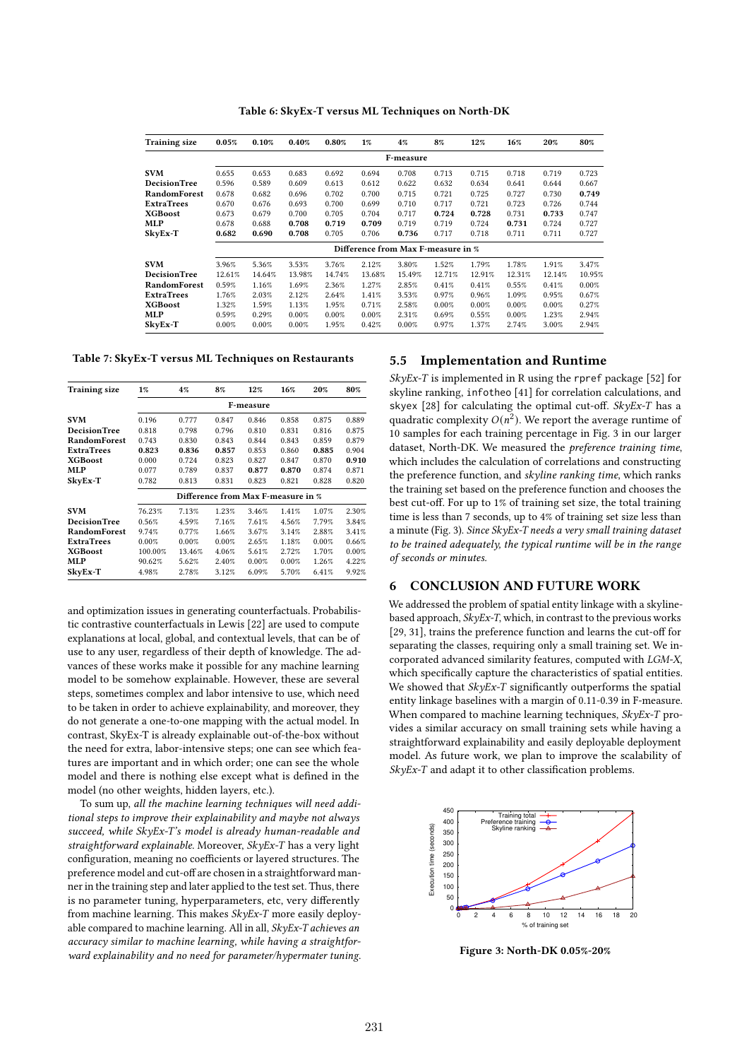Table 6: SkyEx-T versus ML Techniques on North-DK

| Training size | 0.05% | 0.10% | 0.40% | 0.80% | 1% | 4% | 8% | 12% | 16% | 20% | 80% |
|---|---|---|---|---|---|---|---|---|---|---|---|
| | F-measure | | | | | | | | | | |
| **SVM** | 0.655 | 0.653 | 0.683 | 0.692 | 0.694 | 0.708 | 0.713 | 0.715 | 0.718 | 0.719 | 0.723 |
| **DecisionTree** | 0.596 | 0.589 | 0.609 | 0.613 | 0.612 | 0.622 | 0.632 | 0.634 | 0.641 | 0.644 | 0.667 |
| **RandomForest** | 0.678 | 0.682 | 0.696 | 0.702 | 0.700 | 0.715 | 0.721 | 0.725 | 0.727 | 0.730 | **0.749** |
| **ExtraTrees** | 0.670 | 0.676 | 0.693 | 0.700 | 0.699 | 0.710 | 0.717 | 0.721 | 0.723 | 0.726 | 0.744 |
| **XGBoost** | 0.673 | 0.679 | 0.700 | 0.705 | 0.704 | 0.717 | **0.724** | **0.728** | 0.731 | **0.733** | 0.747 |
| **MLP** | 0.678 | 0.688 | **0.708** | **0.719** | **0.709** | 0.719 | 0.719 | 0.724 | **0.731** | 0.724 | 0.727 |
| **SkyEx-T** | **0.682** | **0.690** | **0.708** | 0.705 | 0.706 | **0.736** | 0.717 | 0.718 | 0.711 | 0.711 | 0.727 |
| | Difference from Max F-measure in % | | | | | | | | | | |
| **SVM** | 3.96% | 5.36% | 3.53% | 3.76% | 2.12% | 3.80% | 1.52% | 1.79% | 1.78% | 1.91% | 3.47% |
| **DecisionTree** | 12.61% | 14.64% | 13.98% | 14.74% | 13.68% | 15.49% | 12.71% | 12.91% | 12.31% | 12.14% | 10.95% |
| **RandomForest** | 0.59% | 1.16% | 1.69% | 2.36% | 1.27% | 2.85% | 0.41% | 0.41% | 0.55% | 0.41% | 0.00% |
| **ExtraTrees** | 1.76% | 2.03% | 2.12% | 2.64% | 1.41% | 3.53% | 0.97% | 0.96% | 1.09% | 0.95% | 0.67% |
| **XGBoost** | 1.32% | 1.59% | 1.13% | 1.95% | 0.71% | 2.58% | 0.00% | 0.00% | 0.00% | 0.00% | 0.27% |
| **MLP** | 0.59% | 0.29% | 0.00% | 0.00% | 0.00% | 2.31% | 0.69% | 0.55% | 0.00% | 1.23% | 2.94% |
| **SkyEx-T** | 0.00% | 0.00% | 0.00% | 1.95% | 0.42% | 0.00% | 0.97% | 1.37% | 2.74% | 3.00% | 2.94% |

Table 7: SkyEx-T versus ML Techniques on Restaurants

| Training size | 1% | 4% | 8% | 12% | 16% | 20% | 80% |
|---|---|---|---|---|---|---|---|
| | F-measure | | | | | | |
| **SVM** | 0.196 | 0.777 | 0.847 | 0.846 | 0.858 | 0.875 | 0.889 |
| **DecisionTree** | 0.818 | 0.798 | 0.796 | 0.810 | 0.831 | 0.816 | 0.875 |
| **RandomForest** | 0.743 | 0.830 | 0.843 | 0.844 | 0.843 | 0.859 | 0.879 |
| **ExtraTrees** | **0.823** | **0.836** | **0.857** | 0.853 | 0.860 | **0.885** | 0.904 |
| **XGBoost** | 0.000 | 0.724 | 0.823 | 0.827 | 0.847 | 0.870 | **0.910** |
| **MLP** | 0.077 | 0.789 | 0.837 | **0.877** | **0.870** | 0.874 | 0.871 |
| **SkyEx-T** | 0.782 | 0.813 | 0.831 | 0.823 | 0.821 | 0.828 | 0.820 |
| | Difference from Max F-measure in % | | | | | | |
| **SVM** | 76.23% | 7.13% | 1.23% | 3.46% | 1.41% | 1.07% | 2.30% |
| **DecisionTree** | 0.56% | 4.59% | 7.16% | 7.61% | 4.56% | 7.79% | 3.84% |
| **RandomForest** | 9.74% | 0.77% | 1.66% | 3.67% | 3.14% | 2.88% | 3.41% |
| **ExtraTrees** | 0.00% | 0.00% | 0.00% | 2.65% | 1.18% | 0.00% | 0.66% |
| **XGBoost** | 100.00% | 13.46% | 4.06% | 5.61% | 2.72% | 1.70% | 0.00% |
| **MLP** | 90.62% | 5.62% | 2.40% | 0.00% | 0.00% | 1.26% | 4.22% |
| **SkyEx-T** | 4.98% | 2.78% | 3.12% | 6.09% | 5.70% | 6.41% | 9.92% |

and optimization issues in generating counterfactuals. Probabilistic contrastive counterfactuals in Lewis [22] are used to compute explanations at local, global, and contextual levels, that can be of use to any user, regardless of their depth of knowledge. The advances of these works make it possible for any machine learning model to be somehow explainable. However, these are several steps, sometimes complex and labor intensive to use, which need to be taken in order to achieve explainability, and moreover, they do not generate a one-to-one mapping with the actual model. In contrast, SkyEx-T is already explainable out-of-the-box without the need for extra, labor-intensive steps; one can see which features are important and in which order; one can see the whole model and there is nothing else except what is defined in the model (no other weights, hidden layers, etc.).

To sum up, *all the machine learning techniques will need additional steps to improve their explainability and maybe not always succeed, while SkyEx-T's model is already human-readable and straightforward explainable.* Moreover, *SkyEx-T* has a very light configuration, meaning no coefficients or layered structures. The preference model and cut-off are chosen in a straightforward manner in the training step and later applied to the test set. Thus, there is no parameter tuning, hyperparameters, etc, very differently from machine learning. This makes *SkyEx-T* more easily deployable compared to machine learning. All in all, *SkyEx-T achieves an accuracy similar to machine learning, while having a straightforward explainability and no need for parameter/hypermater tuning.*

## 5.5 Implementation and Runtime

*SkyEx-T* is implemented in R using the `rpref` package [52] for skyline ranking, `infotheo` [41] for correlation calculations, and `skyex` [28] for calculating the optimal cut-off. *SkyEx-T* has a quadratic complexity $O(n^2)$. We report the average runtime of 10 samples for each training percentage in Fig. 3 in our larger dataset, North-DK. We measured the *preference training time*, which includes the calculation of correlations and constructing the preference function, and *skyline ranking time*, which ranks the training set based on the preference function and chooses the best cut-off. For up to 1% of training set size, the total training time is less than 7 seconds, up to 4% of training set size less than a minute (Fig. 3). *Since SkyEx-T needs a very small training dataset to be trained adequately, the typical runtime will be in the range of seconds or minutes.*

# 6 CONCLUSION AND FUTURE WORK

We addressed the problem of spatial entity linkage with a skyline-based approach, *SkyEx-T*, which, in contrast to the previous works [29, 31], trains the preference function and learns the cut-off for separating the classes, requiring only a small training set. We incorporated advanced similarity features, computed with *LGM-X*, which specifically capture the characteristics of spatial entities. We showed that *SkyEx-T* significantly outperforms the spatial entity linkage baselines with a margin of 0.11-0.39 in F-measure. When compared to machine learning techniques, *SkyEx-T* provides a similar accuracy on small training sets while having a straightforward explainability and easily deployable deployment model. As future work, we plan to improve the scalability of *SkyEx-T* and adapt it to other classification problems.

Figure 3: North-DK 0.05%-20%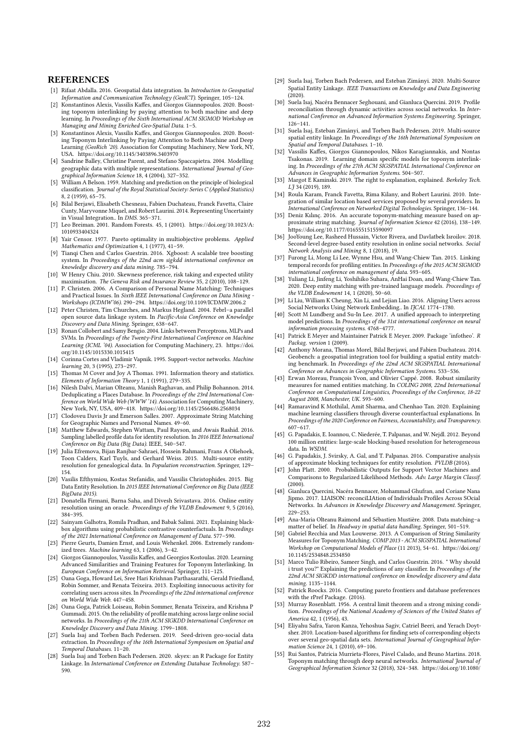## REFERENCES

[1] Rifaat Abdalla. 2016. Geospatial data integration. In *Introduction to Geospatial Information and Communication Technology (GeoICT)*. Springer, 105–124.

[2] Konstantinos Alexis, Vassilis Kaffes, and Giorgos Giannopoulos. 2020. Boosting toponym interlinking by paying attention to both machine and deep learning. In *Proceedings of the Sixth International ACM SIGMOD Workshop on Managing and Mining Enriched Geo-Spatial Data*. 1–5.

[3] Konstantinos Alexis, Vassilis Kaffes, and Giorgos Giannopoulos. 2020. Boosting Toponym Interlinking by Paying Attention to Both Machine and Deep Learning *(GeoRich '20)*. Association for Computing Machinery, New York, NY, USA. https://doi.org/10.1145/3403896.3403970

[4] Sandrine Balley, Christine Parent, and Stefano Spaccapietra. 2004. Modelling geographic data with multiple representations. *International Journal of Geographical Information Science* 18, 4 (2004), 327–352.

[5] William A Belson. 1959. Matching and prediction on the principle of biological classification. *Journal of the Royal Statistical Society: Series C (Applied Statistics)* 8, 2 (1959), 65–75.

[6] Bilal Berjawi, Elisabeth Chesneau, Fabien Duchateau, Franck Favetta, Claire Cunty, Maryvonne Miquel, and Robert Laurini. 2014. Representing Uncertainty in Visual Integration.. In *DMS*. 365–371.

[7] Leo Breiman. 2001. Random Forests. 45, 1 (2001). https://doi.org/10.1023/A:1010933404324

[8] Yair Censor. 1977. Pareto optimality in multiobjective problems. *Applied Mathematics and Optimization* 4, 1 (1977), 41–59.

[9] Tianqi Chen and Carlos Guestrin. 2016. Xgboost: A scalable tree boosting system. In *Proceedings of the 22nd acm sigkdd international conference on knowledge discovery and data mining*. 785–794.

[10] W Henry Chiu. 2010. Skewness preference, risk taking and expected utility maximisation. *The Geneva Risk and Insurance Review* 35, 2 (2010), 108–129.

[11] P. Christen. 2006. A Comparison of Personal Name Matching: Techniques and Practical Issues. In *Sixth IEEE International Conference on Data Mining - Workshops (ICDMW'06)*. 290–294. https://doi.org/10.1109/ICDMW.2006.2

[12] Peter Christen, Tim Churches, and Markus Hegland. 2004. Febrl–a parallel open source data linkage system. In *Pacific-Asia Conference on Knowledge Discovery and Data Mining*. Springer, 638–647.

[13] Ronan Collobert and Samy Bengio. 2004. Links between Perceptrons, MLPs and SVMs. In *Proceedings of the Twenty-First International Conference on Machine Learning (ICML '04)*. Association for Computing Machinery, 23. https://doi.org/10.1145/1015330.1015415

[14] Corinna Cortes and Vladimir Vapnik. 1995. Support-vector networks. *Machine learning* 20, 3 (1995), 273–297.

[15] Thomas M Cover and Joy A Thomas. 1991. Information theory and statistics. *Elements of Information Theory* 1, 1 (1991), 279–335.

[16] Nilesh Dalvi, Marian Olteanu, Manish Raghavan, and Philip Bohannon. 2014. Deduplicating a Places Database. In *Proceedings of the 23rd International Conference on World Wide Web (WWW '14)*. Association for Computing Machinery, New York, NY, USA, 409–418. https://doi.org/10.1145/2566486.2568034

[17] Clodoveu Davis Jr and Emerson Salles. 2007. Approximate String Matching for Geographic Names and Personal Names. 49–60.

[18] Matthew Edwards, Stephen Wattam, Paul Rayson, and Awais Rashid. 2016. Sampling labelled profile data for identity resolution. In *2016 IEEE International Conference on Big Data (Big Data)*. IEEE, 540–547.

[19] Julia Efremova, Bijan Ranjbar-Sahraei, Hossein Rahmani, Frans A Oliehoek, Toon Calders, Karl Tuyls, and Gerhard Weiss. 2015. Multi-source entity resolution for genealogical data. In *Population reconstruction*. Springer, 129–154.

[20] Vasilis Efthymiou, Kostas Stefanidis, and Vassilis Christophides. 2015. Big Data Entity Resolution. In *2015 IEEE International Conference on Big Data (IEEE BigData 2015)*.

[21] Donatella Firmani, Barna Saha, and Divesh Srivastava. 2016. Online entity resolution using an oracle. *Proceedings of the VLDB Endowment* 9, 5 (2016), 384–395.

[22] Sainyam Galhotra, Romila Pradhan, and Babak Salimi. 2021. Explaining black-box algorithms using probabilistic contrastive counterfactuals. In *Proceedings of the 2021 International Conference on Management of Data*. 577–590.

[23] Pierre Geurts, Damien Ernst, and Louis Wehenkel. 2006. Extremely randomized trees. *Machine learning* 63, 1 (2006), 3–42.

[24] Giorgos Giannopoulos, Vassilis Kaffes, and Georgios Kostoulas. 2020. Learning Advanced Similarities and Training Features for Toponym Interlinking. In *European Conference on Information Retrieval*. Springer, 111–125.

[25] Oana Goga, Howard Lei, Sree Hari Krishnan Parthasarathi, Gerald Friedland, Robin Sommer, and Renata Teixeira. 2013. Exploiting innocuous activity for correlating users across sites. In *Proceedings of the 22nd international conference on World Wide Web*. 447–458.

[26] Oana Goga, Patrick Loiseau, Robin Sommer, Renata Teixeira, and Krishna P Gummadi. 2015. On the reliability of profile matching across large online social networks. In *Proceedings of the 21th ACM SIGKDD International Conference on Knowledge Discovery and Data Mining*. 1799–1808.

[27] Suela Isaj and Torben Bach Pedersen. 2019. Seed-driven geo-social data extraction. In *Proceedings of the 16th International Symposium on Spatial and Temporal Databases*. 11–20.

[28] Suela Isaj and Torben Bach Pedersen. 2020. skyex: an R Package for Entity Linkage. In *International Conference on Extending Database Technology*. 587–590.

[29] Suela Isaj, Torben Bach Pedersen, and Esteban Zimányi. 2020. Multi-Source Spatial Entity Linkage. *IEEE Transactions on Knowledge and Data Engineering* (2020).

[30] Suela Isaj, Nacéra Bennacer Seghouani, and Gianluca Quercini. 2019. Profile reconciliation through dynamic activities across social networks. In *International Conference on Advanced Information Systems Engineering*. Springer, 126–141.

[31] Suela Isaj, Esteban Zimányi, and Torben Bach Pedersen. 2019. Multi-source spatial entity linkage. In *Proceedings of the 16th International Symposium on Spatial and Temporal Databases*. 1–10.

[32] Vassilis Kaffes, Giorgos Giannopoulos, Nikos Karagiannakis, and Nontas Tsakonas. 2019. Learning domain specific models for toponym interlinking. In *Proceedings of the 27th ACM SIGSPATIAL International Conference on Advances in Geographic Information Systems*. 504–507.

[33] Margot E Kaminski. 2019. The right to explanation, explained. *Berkeley Tech. LJ* 34 (2019), 189.

[34] Roula Karam, Franck Favetta, Rima Kilany, and Robert Laurini. 2010. Integration of similar location based services proposed by several providers. In *International Conference on Networked Digital Technologies*. Springer, 136–144.

[35] Deniz Kılınç. 2016. An accurate toponym-matching measure based on approximate string matching. *Journal of Information Science* 42 (2016), 138–149. https://doi.org/10.1177/0165551515590097

[36] JooYoung Lee, Rasheed Hussain, Victor Rivera, and Davlatbek Isroilov. 2018. Second-level degree-based entity resolution in online social networks. *Social Network Analysis and Mining* 8, 1 (2018), 19.

[37] Furong Li, Mong Li Lee, Wynne Hsu, and Wang-Chiew Tan. 2015. Linking temporal records for profiling entities. In *Proceedings of the 2015 ACM SIGMOD international conference on management of data*. 593–605.

[38] Yuliang Li, Jinfeng Li, Yoshihiko Suhara, AnHai Doan, and Wang-Chiew Tan. 2020. Deep entity matching with pre-trained language models. *Proceedings of the VLDB Endowment* 14, 1 (2020), 50–60.

[39] Li Liu, William K Cheung, Xin Li, and Lejian Liao. 2016. Aligning Users across Social Networks Using Network Embedding.. In *IJCAI*. 1774–1780.

[40] Scott M Lundberg and Su-In Lee. 2017. A unified approach to interpreting model predictions. In *Proceedings of the 31st international conference on neural information processing systems*. 4768–4777.

[41] Patrick E Meyer and Maintainer Patrick E Meyer. 2009. Package 'infotheo'. *R Packag. version* 1 (2009).

[42] Anthony Morana, Thomas Morel, Bilal Berjawi, and Fabien Duchateau. 2014. Geobench: a geospatial integration tool for building a spatial entity matching benchmark. In *Proceedings of the 22nd ACM SIGSPATIAL International Conference on Advances in Geographic Information Systems*. 533–536.

[43] Erwan Moreau, François Yvon, and Olivier Cappé. 2008. Robust similarity measures for named entities matching. In *COLING 2008, 22nd International Conference on Computational Linguistics, Proceedings of the Conference, 18-22 August 2008, Manchester, UK*. 593–600.

[44] Ramaravind K Mothilal, Amit Sharma, and Chenhao Tan. 2020. Explaining machine learning classifiers through diverse counterfactual explanations. In *Proceedings of the 2020 Conference on Fairness, Accountability, and Transparency*. 607–617.

[45] G. Papadakis, E. Ioannou, C. Niederée, T. Palpanas, and W. Nejdl. 2012. Beyond 100 million entities: large-scale blocking-based resolution for heterogeneous data. In *WSDM*.

[46] G. Papadakis, J. Svirsky, A. Gal, and T. Palpanas. 2016. Comparative analysis of approximate blocking techniques for entity resolution. *PVLDB* (2016).

[47] John Platt. 2000. Probabilistic Outputs for Support Vector Machines and Comparisons to Regularized Likelihood Methods. *Adv. Large Margin Classif.* (2000).

[48] Gianluca Quercini, Nacéra Bennacer, Mohammad Ghufran, and Coriane Nana Jipmo. 2017. LIAISON: reconciLIAtion of Individuals Profiles Across SOcial Networks. In *Advances in Knowledge Discovery and Management*. Springer, 229–253.

[49] Ana-Maria Olteanu Raimond and Sébastien Mustière. 2008. Data matching–a matter of belief. In *Headway in spatial data handling*. Springer, 501–519.

[50] Gabriel Recchia and Max Louwerse. 2013. A Comparison of String Similarity Measures for Toponym Matching. *COMP 2013 - ACM SIGSPATIAL International Workshop on Computational Models of Place* (11 2013), 54–61. https://doi.org/10.1145/2534848.2534850

[51] Marco Tulio Ribeiro, Sameer Singh, and Carlos Guestrin. 2016. " Why should i trust you?" Explaining the predictions of any classifier. In *Proceedings of the 22nd ACM SIGKDD international conference on knowledge discovery and data mining*. 1135–1144.

[52] Patrick Roocks. 2016. Computing pareto frontiers and database preferences with the rPref Package. (2016).

[53] Murray Rosenblatt. 1956. A central limit theorem and a strong mixing condition. *Proceedings of the National Academy of Sciences of the United States of America* 42, 1 (1956), 43.

[54] Eliyahu Safra, Yaron Kanza, Yehoshua Sagiv, Catriel Beeri, and Yerach Doytsher. 2010. Location-based algorithms for finding sets of corresponding objects over several geo-spatial data sets. *International Journal of Geographical Information Science* 24, 1 (2010), 69–106.

[55] Rui Santos, Patricia Murrieta-Flores, Pável Calado, and Bruno Martins. 2018. Toponym matching through deep neural networks. *International Journal of Geographical Information Science* 32 (2018), 324–348. https://doi.org/10.1080/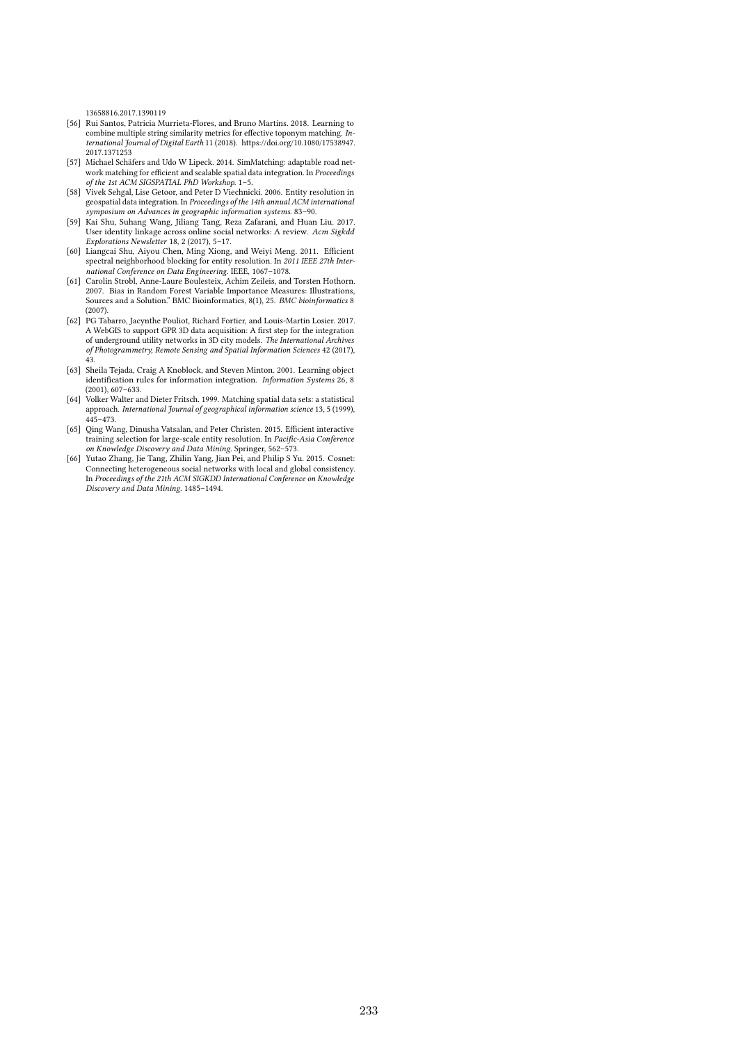13658816.2017.1390119

- [56] Rui Santos, Patricia Murrieta-Flores, and Bruno Martins. 2018. Learning to combine multiple string similarity metrics for effective toponym matching. *International Journal of Digital Earth* 11 (2018). https://doi.org/10.1080/17538947.2017.1371253
- [57] Michael Schäfers and Udo W Lipeck. 2014. SimMatching: adaptable road network matching for efficient and scalable spatial data integration. In *Proceedings of the 1st ACM SIGSPATIAL PhD Workshop*. 1–5.
- [58] Vivek Sehgal, Lise Getoor, and Peter D Viechnicki. 2006. Entity resolution in geospatial data integration. In *Proceedings of the 14th annual ACM international symposium on Advances in geographic information systems*. 83–90.
- [59] Kai Shu, Suhang Wang, Jiliang Tang, Reza Zafarani, and Huan Liu. 2017. User identity linkage across online social networks: A review. *Acm Sigkdd Explorations Newsletter* 18, 2 (2017), 5–17.
- [60] Liangcai Shu, Aiyou Chen, Ming Xiong, and Weiyi Meng. 2011. Efficient spectral neighborhood blocking for entity resolution. In *2011 IEEE 27th International Conference on Data Engineering*. IEEE, 1067–1078.
- [61] Carolin Strobl, Anne-Laure Boulesteix, Achim Zeileis, and Torsten Hothorn. 2007. Bias in Random Forest Variable Importance Measures: Illustrations, Sources and a Solution." BMC Bioinformatics, 8(1), 25. *BMC bioinformatics* 8 (2007).
- [62] PG Tabarro, Jacynthe Pouliot, Richard Fortier, and Louis-Martin Losier. 2017. A WebGIS to support GPR 3D data acquisition: A first step for the integration of underground utility networks in 3D city models. *The International Archives of Photogrammetry, Remote Sensing and Spatial Information Sciences* 42 (2017), 43.
- [63] Sheila Tejada, Craig A Knoblock, and Steven Minton. 2001. Learning object identification rules for information integration. *Information Systems* 26, 8 (2001), 607–633.
- [64] Volker Walter and Dieter Fritsch. 1999. Matching spatial data sets: a statistical approach. *International Journal of geographical information science* 13, 5 (1999), 445–473.
- [65] Qing Wang, Dinusha Vatsalan, and Peter Christen. 2015. Efficient interactive training selection for large-scale entity resolution. In *Pacific-Asia Conference on Knowledge Discovery and Data Mining*. Springer, 562–573.
- [66] Yutao Zhang, Jie Tang, Zhilin Yang, Jian Pei, and Philip S Yu. 2015. Cosnet: Connecting heterogeneous social networks with local and global consistency. In *Proceedings of the 21th ACM SIGKDD International Conference on Knowledge Discovery and Data Mining*. 1485–1494.